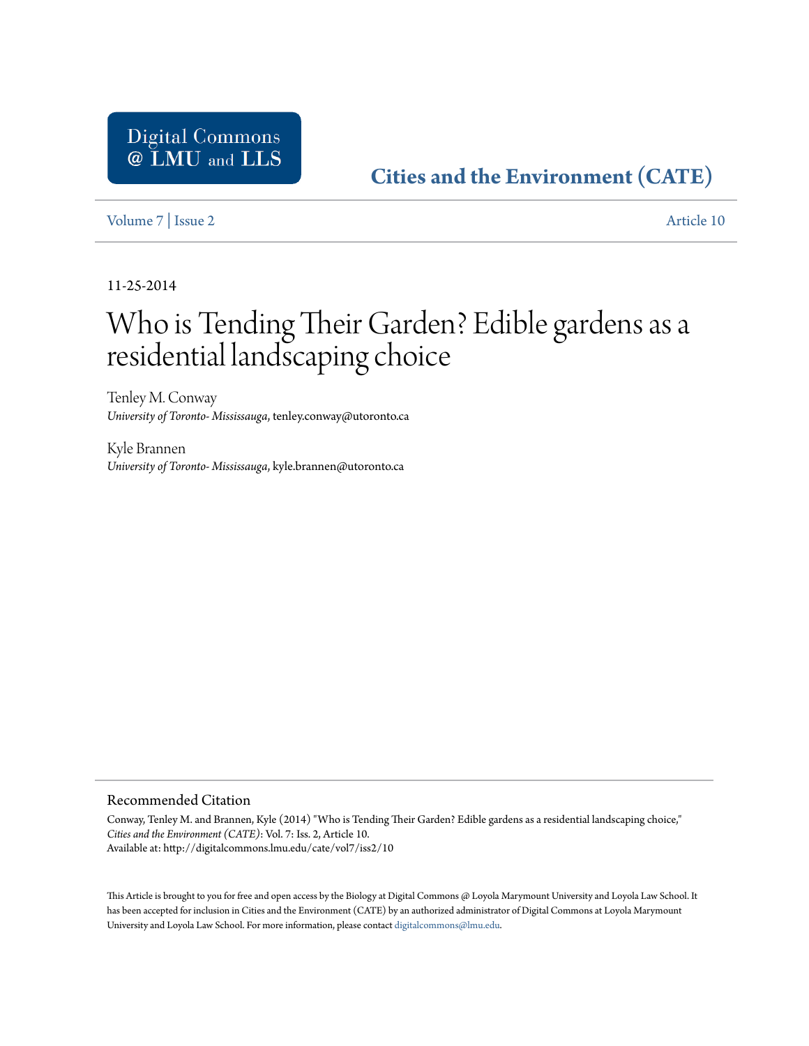Digital Commons @ LMU and LLS

**Cities and the Environment (CATE)**

Volume 7 | Issue 2 — Article 10

11-25-2014

# Who is Tending Their Garden? Edible gardens as a residential landscaping choice

Tenley M. Conway
*University of Toronto- Mississauga*, tenley.conway@utoronto.ca

Kyle Brannen
*University of Toronto- Mississauga*, kyle.brannen@utoronto.ca

## Recommended Citation

Conway, Tenley M. and Brannen, Kyle (2014) "Who is Tending Their Garden? Edible gardens as a residential landscaping choice," *Cities and the Environment (CATE)*: Vol. 7: Iss. 2, Article 10.
Available at: http://digitalcommons.lmu.edu/cate/vol7/iss2/10

This Article is brought to you for free and open access by the Biology at Digital Commons @ Loyola Marymount University and Loyola Law School. It has been accepted for inclusion in Cities and the Environment (CATE) by an authorized administrator of Digital Commons at Loyola Marymount University and Loyola Law School. For more information, please contact digitalcommons@lmu.edu.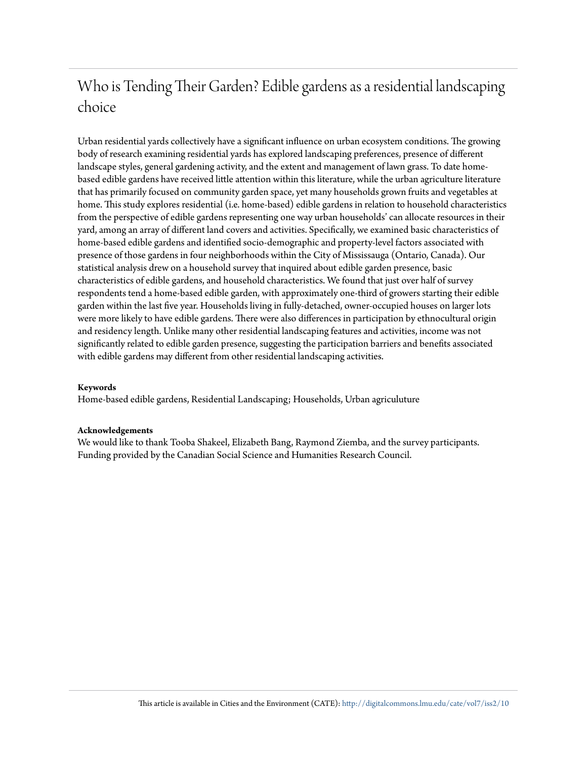# Who is Tending Their Garden? Edible gardens as a residential landscaping choice

Urban residential yards collectively have a significant influence on urban ecosystem conditions. The growing body of research examining residential yards has explored landscaping preferences, presence of different landscape styles, general gardening activity, and the extent and management of lawn grass. To date home-based edible gardens have received little attention within this literature, while the urban agriculture literature that has primarily focused on community garden space, yet many households grown fruits and vegetables at home. This study explores residential (i.e. home-based) edible gardens in relation to household characteristics from the perspective of edible gardens representing one way urban households' can allocate resources in their yard, among an array of different land covers and activities. Specifically, we examined basic characteristics of home-based edible gardens and identified socio-demographic and property-level factors associated with presence of those gardens in four neighborhoods within the City of Mississauga (Ontario, Canada). Our statistical analysis drew on a household survey that inquired about edible garden presence, basic characteristics of edible gardens, and household characteristics. We found that just over half of survey respondents tend a home-based edible garden, with approximately one-third of growers starting their edible garden within the last five year. Households living in fully-detached, owner-occupied houses on larger lots were more likely to have edible gardens. There were also differences in participation by ethnocultural origin and residency length. Unlike many other residential landscaping features and activities, income was not significantly related to edible garden presence, suggesting the participation barriers and benefits associated with edible gardens may different from other residential landscaping activities.

**Keywords**

Home-based edible gardens, Residential Landscaping; Households, Urban agriculuture

**Acknowledgements**

We would like to thank Tooba Shakeel, Elizabeth Bang, Raymond Ziemba, and the survey participants. Funding provided by the Canadian Social Science and Humanities Research Council.

This article is available in Cities and the Environment (CATE): http://digitalcommons.lmu.edu/cate/vol7/iss2/10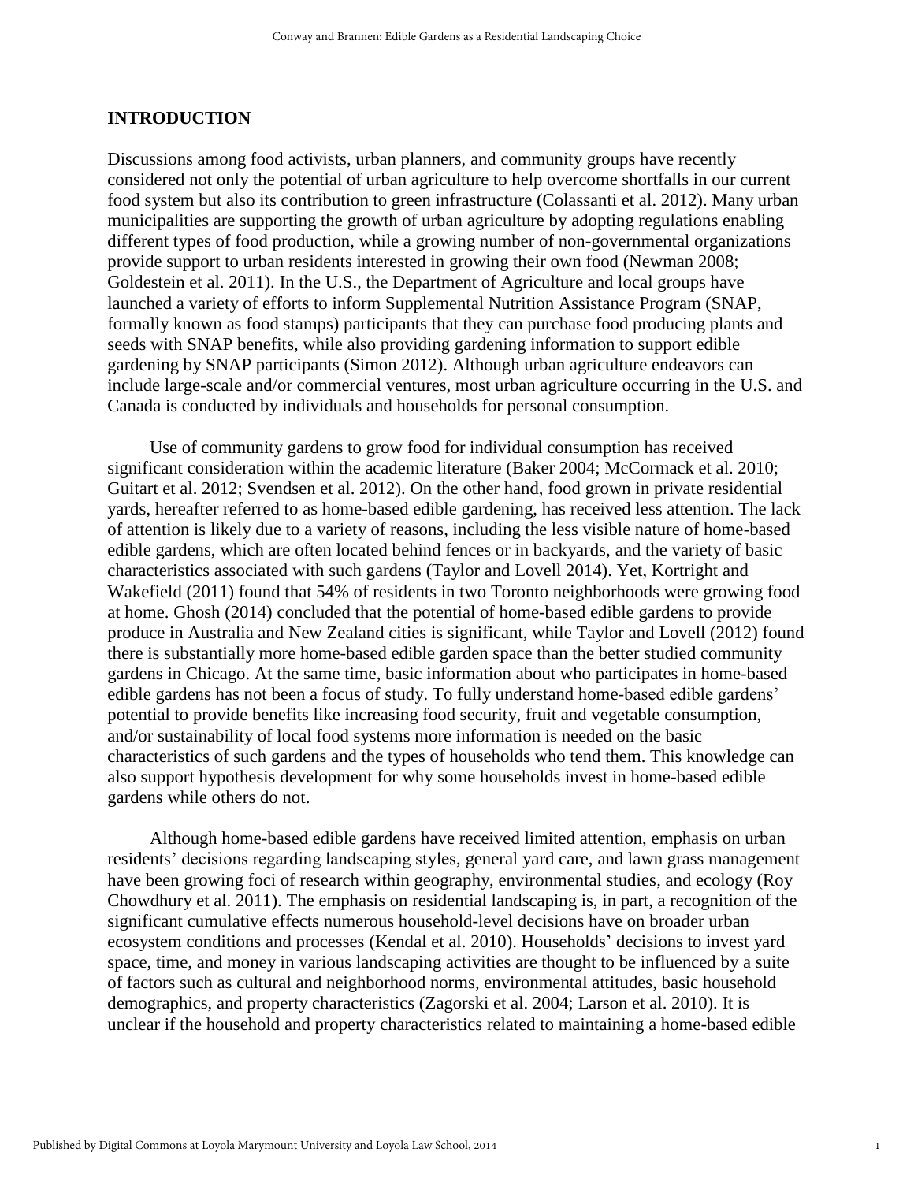## INTRODUCTION

Discussions among food activists, urban planners, and community groups have recently considered not only the potential of urban agriculture to help overcome shortfalls in our current food system but also its contribution to green infrastructure (Colassanti et al. 2012). Many urban municipalities are supporting the growth of urban agriculture by adopting regulations enabling different types of food production, while a growing number of non-governmental organizations provide support to urban residents interested in growing their own food (Newman 2008; Goldestein et al. 2011). In the U.S., the Department of Agriculture and local groups have launched a variety of efforts to inform Supplemental Nutrition Assistance Program (SNAP, formally known as food stamps) participants that they can purchase food producing plants and seeds with SNAP benefits, while also providing gardening information to support edible gardening by SNAP participants (Simon 2012). Although urban agriculture endeavors can include large-scale and/or commercial ventures, most urban agriculture occurring in the U.S. and Canada is conducted by individuals and households for personal consumption.

Use of community gardens to grow food for individual consumption has received significant consideration within the academic literature (Baker 2004; McCormack et al. 2010; Guitart et al. 2012; Svendsen et al. 2012). On the other hand, food grown in private residential yards, hereafter referred to as home-based edible gardening, has received less attention. The lack of attention is likely due to a variety of reasons, including the less visible nature of home-based edible gardens, which are often located behind fences or in backyards, and the variety of basic characteristics associated with such gardens (Taylor and Lovell 2014). Yet, Kortright and Wakefield (2011) found that 54% of residents in two Toronto neighborhoods were growing food at home. Ghosh (2014) concluded that the potential of home-based edible gardens to provide produce in Australia and New Zealand cities is significant, while Taylor and Lovell (2012) found there is substantially more home-based edible garden space than the better studied community gardens in Chicago. At the same time, basic information about who participates in home-based edible gardens has not been a focus of study. To fully understand home-based edible gardens' potential to provide benefits like increasing food security, fruit and vegetable consumption, and/or sustainability of local food systems more information is needed on the basic characteristics of such gardens and the types of households who tend them. This knowledge can also support hypothesis development for why some households invest in home-based edible gardens while others do not.

Although home-based edible gardens have received limited attention, emphasis on urban residents' decisions regarding landscaping styles, general yard care, and lawn grass management have been growing foci of research within geography, environmental studies, and ecology (Roy Chowdhury et al. 2011). The emphasis on residential landscaping is, in part, a recognition of the significant cumulative effects numerous household-level decisions have on broader urban ecosystem conditions and processes (Kendal et al. 2010). Households' decisions to invest yard space, time, and money in various landscaping activities are thought to be influenced by a suite of factors such as cultural and neighborhood norms, environmental attitudes, basic household demographics, and property characteristics (Zagorski et al. 2004; Larson et al. 2010). It is unclear if the household and property characteristics related to maintaining a home-based edible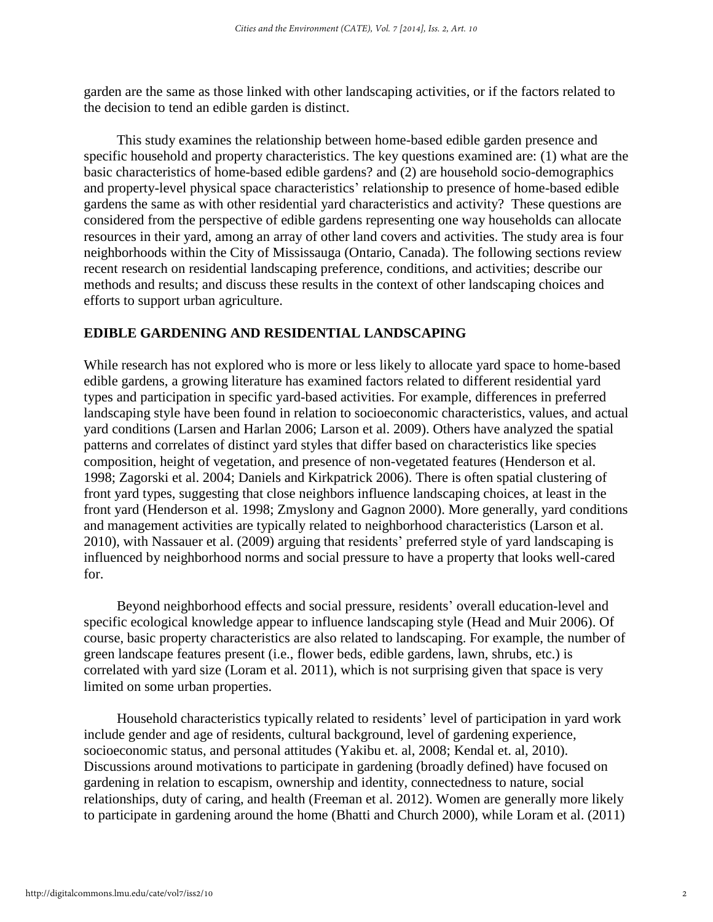garden are the same as those linked with other landscaping activities, or if the factors related to the decision to tend an edible garden is distinct.

This study examines the relationship between home-based edible garden presence and specific household and property characteristics. The key questions examined are: (1) what are the basic characteristics of home-based edible gardens? and (2) are household socio-demographics and property-level physical space characteristics' relationship to presence of home-based edible gardens the same as with other residential yard characteristics and activity? These questions are considered from the perspective of edible gardens representing one way households can allocate resources in their yard, among an array of other land covers and activities. The study area is four neighborhoods within the City of Mississauga (Ontario, Canada). The following sections review recent research on residential landscaping preference, conditions, and activities; describe our methods and results; and discuss these results in the context of other landscaping choices and efforts to support urban agriculture.

## EDIBLE GARDENING AND RESIDENTIAL LANDSCAPING

While research has not explored who is more or less likely to allocate yard space to home-based edible gardens, a growing literature has examined factors related to different residential yard types and participation in specific yard-based activities. For example, differences in preferred landscaping style have been found in relation to socioeconomic characteristics, values, and actual yard conditions (Larsen and Harlan 2006; Larson et al. 2009). Others have analyzed the spatial patterns and correlates of distinct yard styles that differ based on characteristics like species composition, height of vegetation, and presence of non-vegetated features (Henderson et al. 1998; Zagorski et al. 2004; Daniels and Kirkpatrick 2006). There is often spatial clustering of front yard types, suggesting that close neighbors influence landscaping choices, at least in the front yard (Henderson et al. 1998; Zmyslony and Gagnon 2000). More generally, yard conditions and management activities are typically related to neighborhood characteristics (Larson et al. 2010), with Nassauer et al. (2009) arguing that residents' preferred style of yard landscaping is influenced by neighborhood norms and social pressure to have a property that looks well-cared for.

Beyond neighborhood effects and social pressure, residents' overall education-level and specific ecological knowledge appear to influence landscaping style (Head and Muir 2006). Of course, basic property characteristics are also related to landscaping. For example, the number of green landscape features present (i.e., flower beds, edible gardens, lawn, shrubs, etc.) is correlated with yard size (Loram et al. 2011), which is not surprising given that space is very limited on some urban properties.

Household characteristics typically related to residents' level of participation in yard work include gender and age of residents, cultural background, level of gardening experience, socioeconomic status, and personal attitudes (Yakibu et. al, 2008; Kendal et. al, 2010). Discussions around motivations to participate in gardening (broadly defined) have focused on gardening in relation to escapism, ownership and identity, connectedness to nature, social relationships, duty of caring, and health (Freeman et al. 2012). Women are generally more likely to participate in gardening around the home (Bhatti and Church 2000), while Loram et al. (2011)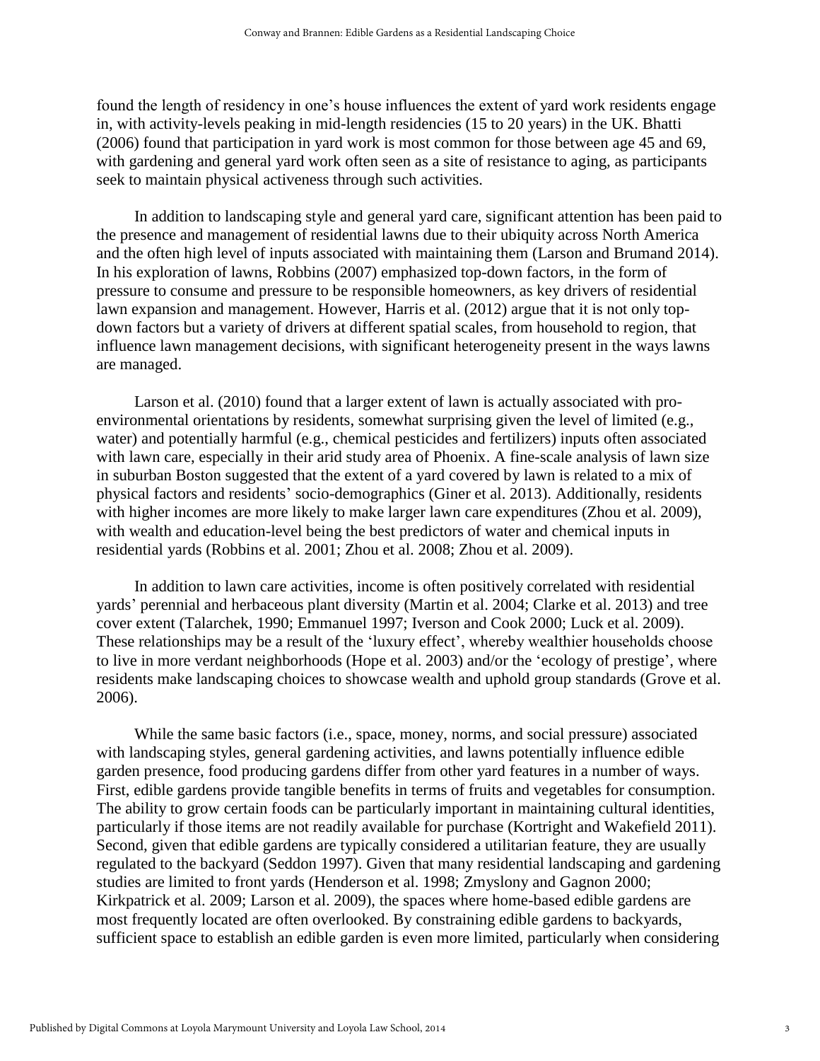found the length of residency in one's house influences the extent of yard work residents engage in, with activity-levels peaking in mid-length residencies (15 to 20 years) in the UK. Bhatti (2006) found that participation in yard work is most common for those between age 45 and 69, with gardening and general yard work often seen as a site of resistance to aging, as participants seek to maintain physical activeness through such activities.

In addition to landscaping style and general yard care, significant attention has been paid to the presence and management of residential lawns due to their ubiquity across North America and the often high level of inputs associated with maintaining them (Larson and Brumand 2014). In his exploration of lawns, Robbins (2007) emphasized top-down factors, in the form of pressure to consume and pressure to be responsible homeowners, as key drivers of residential lawn expansion and management. However, Harris et al. (2012) argue that it is not only top-down factors but a variety of drivers at different spatial scales, from household to region, that influence lawn management decisions, with significant heterogeneity present in the ways lawns are managed.

Larson et al. (2010) found that a larger extent of lawn is actually associated with pro-environmental orientations by residents, somewhat surprising given the level of limited (e.g., water) and potentially harmful (e.g., chemical pesticides and fertilizers) inputs often associated with lawn care, especially in their arid study area of Phoenix. A fine-scale analysis of lawn size in suburban Boston suggested that the extent of a yard covered by lawn is related to a mix of physical factors and residents' socio-demographics (Giner et al. 2013). Additionally, residents with higher incomes are more likely to make larger lawn care expenditures (Zhou et al. 2009), with wealth and education-level being the best predictors of water and chemical inputs in residential yards (Robbins et al. 2001; Zhou et al. 2008; Zhou et al. 2009).

In addition to lawn care activities, income is often positively correlated with residential yards' perennial and herbaceous plant diversity (Martin et al. 2004; Clarke et al. 2013) and tree cover extent (Talarchek, 1990; Emmanuel 1997; Iverson and Cook 2000; Luck et al. 2009). These relationships may be a result of the 'luxury effect', whereby wealthier households choose to live in more verdant neighborhoods (Hope et al. 2003) and/or the 'ecology of prestige', where residents make landscaping choices to showcase wealth and uphold group standards (Grove et al. 2006).

While the same basic factors (i.e., space, money, norms, and social pressure) associated with landscaping styles, general gardening activities, and lawns potentially influence edible garden presence, food producing gardens differ from other yard features in a number of ways. First, edible gardens provide tangible benefits in terms of fruits and vegetables for consumption. The ability to grow certain foods can be particularly important in maintaining cultural identities, particularly if those items are not readily available for purchase (Kortright and Wakefield 2011). Second, given that edible gardens are typically considered a utilitarian feature, they are usually regulated to the backyard (Seddon 1997). Given that many residential landscaping and gardening studies are limited to front yards (Henderson et al. 1998; Zmyslony and Gagnon 2000; Kirkpatrick et al. 2009; Larson et al. 2009), the spaces where home-based edible gardens are most frequently located are often overlooked. By constraining edible gardens to backyards, sufficient space to establish an edible garden is even more limited, particularly when considering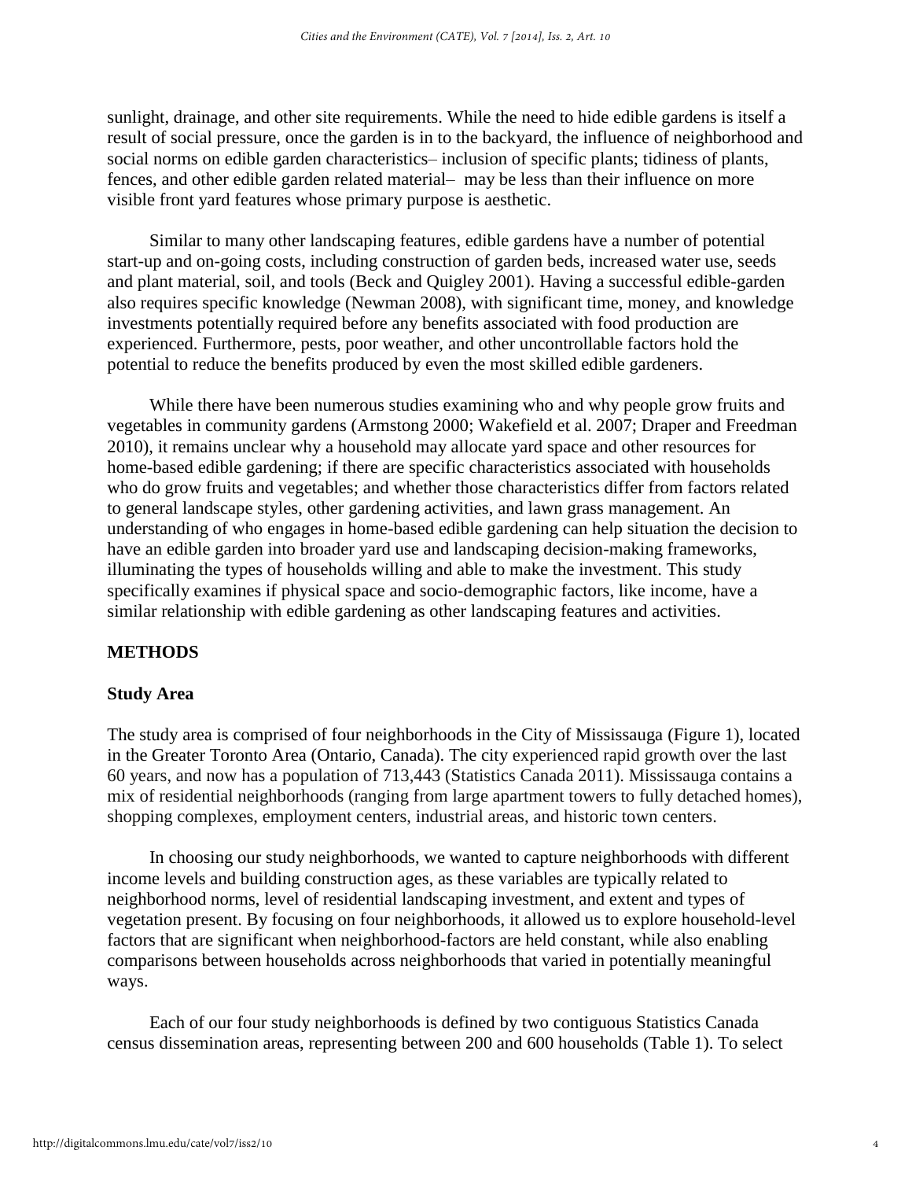sunlight, drainage, and other site requirements. While the need to hide edible gardens is itself a result of social pressure, once the garden is in to the backyard, the influence of neighborhood and social norms on edible garden characteristics– inclusion of specific plants; tidiness of plants, fences, and other edible garden related material– may be less than their influence on more visible front yard features whose primary purpose is aesthetic.

Similar to many other landscaping features, edible gardens have a number of potential start-up and on-going costs, including construction of garden beds, increased water use, seeds and plant material, soil, and tools (Beck and Quigley 2001). Having a successful edible-garden also requires specific knowledge (Newman 2008), with significant time, money, and knowledge investments potentially required before any benefits associated with food production are experienced. Furthermore, pests, poor weather, and other uncontrollable factors hold the potential to reduce the benefits produced by even the most skilled edible gardeners.

While there have been numerous studies examining who and why people grow fruits and vegetables in community gardens (Armstong 2000; Wakefield et al. 2007; Draper and Freedman 2010), it remains unclear why a household may allocate yard space and other resources for home-based edible gardening; if there are specific characteristics associated with households who do grow fruits and vegetables; and whether those characteristics differ from factors related to general landscape styles, other gardening activities, and lawn grass management. An understanding of who engages in home-based edible gardening can help situation the decision to have an edible garden into broader yard use and landscaping decision-making frameworks, illuminating the types of households willing and able to make the investment. This study specifically examines if physical space and socio-demographic factors, like income, have a similar relationship with edible gardening as other landscaping features and activities.

## METHODS

### Study Area

The study area is comprised of four neighborhoods in the City of Mississauga (Figure 1), located in the Greater Toronto Area (Ontario, Canada). The city experienced rapid growth over the last 60 years, and now has a population of 713,443 (Statistics Canada 2011). Mississauga contains a mix of residential neighborhoods (ranging from large apartment towers to fully detached homes), shopping complexes, employment centers, industrial areas, and historic town centers.

In choosing our study neighborhoods, we wanted to capture neighborhoods with different income levels and building construction ages, as these variables are typically related to neighborhood norms, level of residential landscaping investment, and extent and types of vegetation present. By focusing on four neighborhoods, it allowed us to explore household-level factors that are significant when neighborhood-factors are held constant, while also enabling comparisons between households across neighborhoods that varied in potentially meaningful ways.

Each of our four study neighborhoods is defined by two contiguous Statistics Canada census dissemination areas, representing between 200 and 600 households (Table 1). To select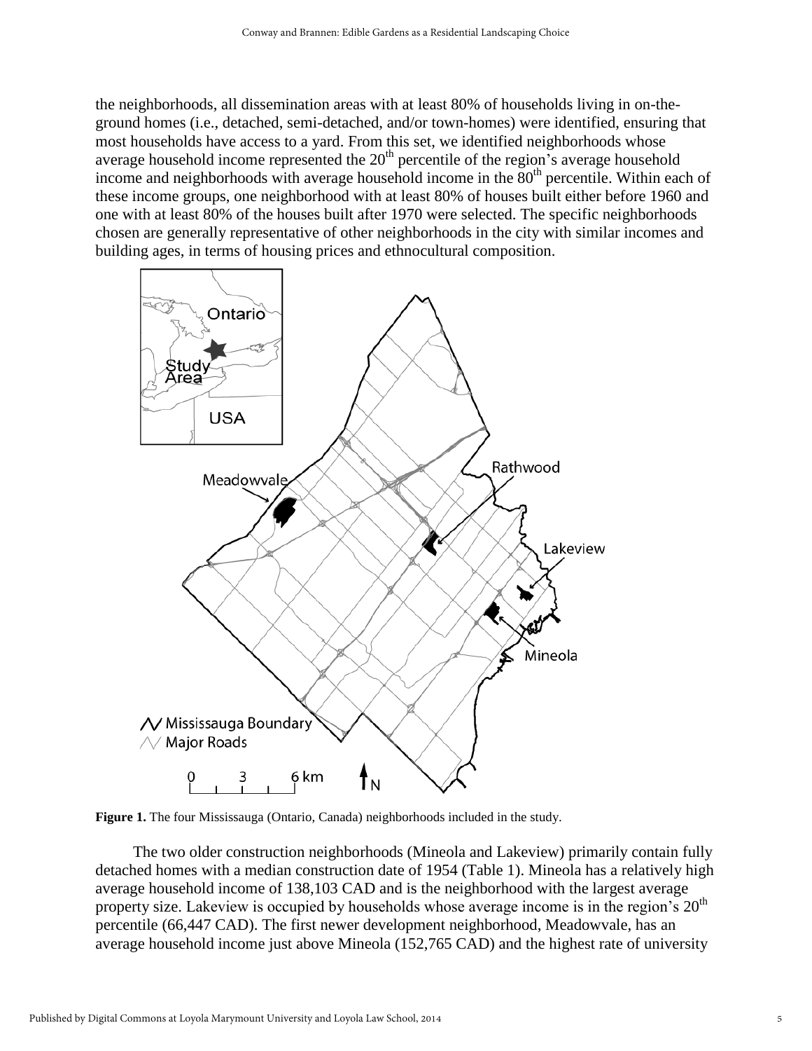the neighborhoods, all dissemination areas with at least 80% of households living in on-the-ground homes (i.e., detached, semi-detached, and/or town-homes) were identified, ensuring that most households have access to a yard. From this set, we identified neighborhoods whose average household income represented the 20th percentile of the region's average household income and neighborhoods with average household income in the 80th percentile. Within each of these income groups, one neighborhood with at least 80% of houses built either before 1960 and one with at least 80% of the houses built after 1970 were selected. The specific neighborhoods chosen are generally representative of other neighborhoods in the city with similar incomes and building ages, in terms of housing prices and ethnocultural composition.

**Figure 1.** The four Mississauga (Ontario, Canada) neighborhoods included in the study.

The two older construction neighborhoods (Mineola and Lakeview) primarily contain fully detached homes with a median construction date of 1954 (Table 1). Mineola has a relatively high average household income of 138,103 CAD and is the neighborhood with the largest average property size. Lakeview is occupied by households whose average income is in the region's 20th percentile (66,447 CAD). The first newer development neighborhood, Meadowvale, has an average household income just above Mineola (152,765 CAD) and the highest rate of university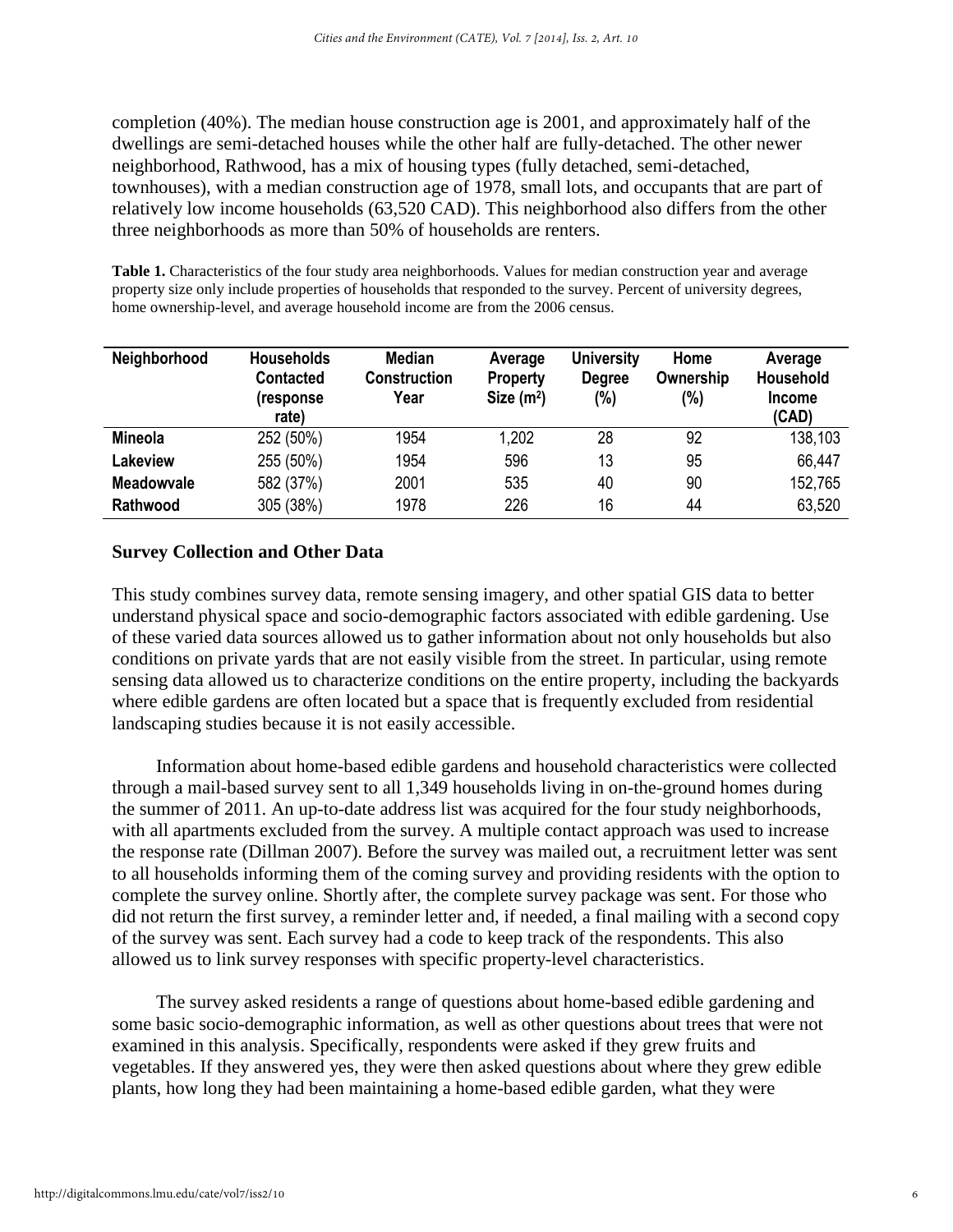completion (40%). The median house construction age is 2001, and approximately half of the dwellings are semi-detached houses while the other half are fully-detached. The other newer neighborhood, Rathwood, has a mix of housing types (fully detached, semi-detached, townhouses), with a median construction age of 1978, small lots, and occupants that are part of relatively low income households (63,520 CAD). This neighborhood also differs from the other three neighborhoods as more than 50% of households are renters.

**Table 1.** Characteristics of the four study area neighborhoods. Values for median construction year and average property size only include properties of households that responded to the survey. Percent of university degrees, home ownership-level, and average household income are from the 2006 census.

| Neighborhood | Households Contacted (response rate) | Median Construction Year | Average Property Size ($m^2$) | University Degree (%) | Home Ownership (%) | Average Household Income (CAD) |
|---|---|---|---|---|---|---|
| **Mineola** | 252 (50%) | 1954 | 1,202 | 28 | 92 | 138,103 |
| **Lakeview** | 255 (50%) | 1954 | 596 | 13 | 95 | 66,447 |
| **Meadowvale** | 582 (37%) | 2001 | 535 | 40 | 90 | 152,765 |
| **Rathwood** | 305 (38%) | 1978 | 226 | 16 | 44 | 63,520 |

## Survey Collection and Other Data

This study combines survey data, remote sensing imagery, and other spatial GIS data to better understand physical space and socio-demographic factors associated with edible gardening. Use of these varied data sources allowed us to gather information about not only households but also conditions on private yards that are not easily visible from the street. In particular, using remote sensing data allowed us to characterize conditions on the entire property, including the backyards where edible gardens are often located but a space that is frequently excluded from residential landscaping studies because it is not easily accessible.

Information about home-based edible gardens and household characteristics were collected through a mail-based survey sent to all 1,349 households living in on-the-ground homes during the summer of 2011. An up-to-date address list was acquired for the four study neighborhoods, with all apartments excluded from the survey. A multiple contact approach was used to increase the response rate (Dillman 2007). Before the survey was mailed out, a recruitment letter was sent to all households informing them of the coming survey and providing residents with the option to complete the survey online. Shortly after, the complete survey package was sent. For those who did not return the first survey, a reminder letter and, if needed, a final mailing with a second copy of the survey was sent. Each survey had a code to keep track of the respondents. This also allowed us to link survey responses with specific property-level characteristics.

The survey asked residents a range of questions about home-based edible gardening and some basic socio-demographic information, as well as other questions about trees that were not examined in this analysis. Specifically, respondents were asked if they grew fruits and vegetables. If they answered yes, they were then asked questions about where they grew edible plants, how long they had been maintaining a home-based edible garden, what they were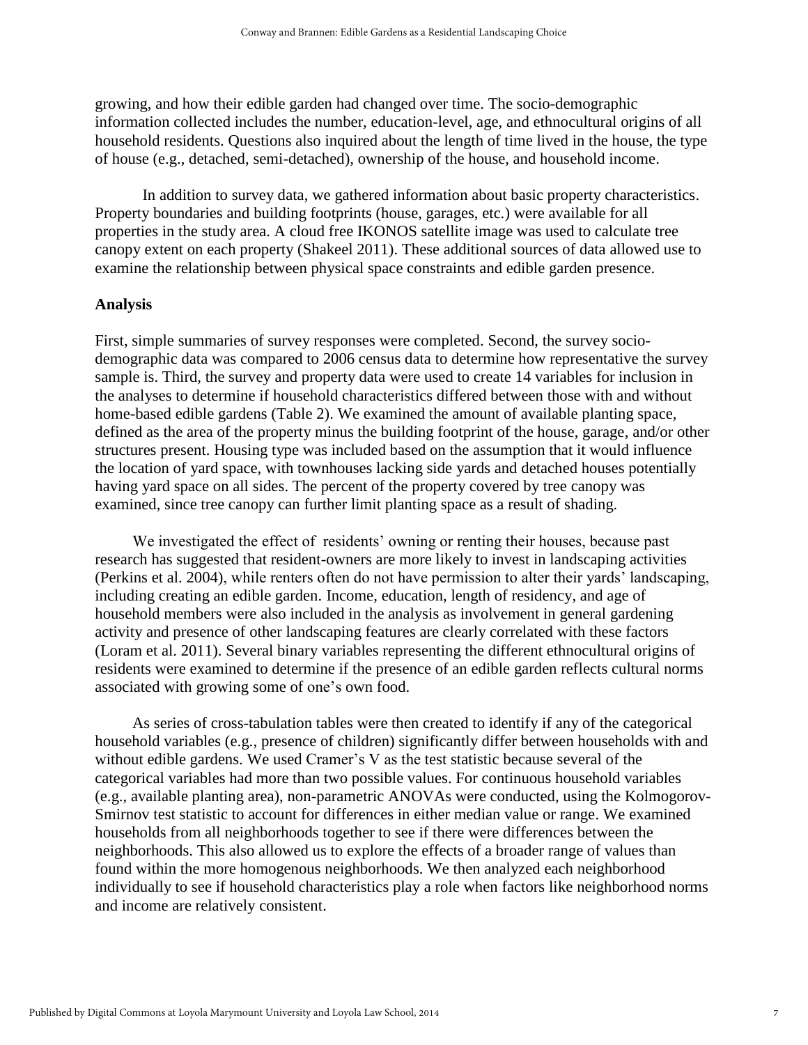growing, and how their edible garden had changed over time. The socio-demographic information collected includes the number, education-level, age, and ethnocultural origins of all household residents. Questions also inquired about the length of time lived in the house, the type of house (e.g., detached, semi-detached), ownership of the house, and household income.

In addition to survey data, we gathered information about basic property characteristics. Property boundaries and building footprints (house, garages, etc.) were available for all properties in the study area. A cloud free IKONOS satellite image was used to calculate tree canopy extent on each property (Shakeel 2011). These additional sources of data allowed use to examine the relationship between physical space constraints and edible garden presence.

**Analysis**

First, simple summaries of survey responses were completed. Second, the survey socio-demographic data was compared to 2006 census data to determine how representative the survey sample is. Third, the survey and property data were used to create 14 variables for inclusion in the analyses to determine if household characteristics differed between those with and without home-based edible gardens (Table 2). We examined the amount of available planting space, defined as the area of the property minus the building footprint of the house, garage, and/or other structures present. Housing type was included based on the assumption that it would influence the location of yard space, with townhouses lacking side yards and detached houses potentially having yard space on all sides. The percent of the property covered by tree canopy was examined, since tree canopy can further limit planting space as a result of shading.

We investigated the effect of residents' owning or renting their houses, because past research has suggested that resident-owners are more likely to invest in landscaping activities (Perkins et al. 2004), while renters often do not have permission to alter their yards' landscaping, including creating an edible garden. Income, education, length of residency, and age of household members were also included in the analysis as involvement in general gardening activity and presence of other landscaping features are clearly correlated with these factors (Loram et al. 2011). Several binary variables representing the different ethnocultural origins of residents were examined to determine if the presence of an edible garden reflects cultural norms associated with growing some of one's own food.

As series of cross-tabulation tables were then created to identify if any of the categorical household variables (e.g., presence of children) significantly differ between households with and without edible gardens. We used Cramer's V as the test statistic because several of the categorical variables had more than two possible values. For continuous household variables (e.g., available planting area), non-parametric ANOVAs were conducted, using the Kolmogorov-Smirnov test statistic to account for differences in either median value or range. We examined households from all neighborhoods together to see if there were differences between the neighborhoods. This also allowed us to explore the effects of a broader range of values than found within the more homogenous neighborhoods. We then analyzed each neighborhood individually to see if household characteristics play a role when factors like neighborhood norms and income are relatively consistent.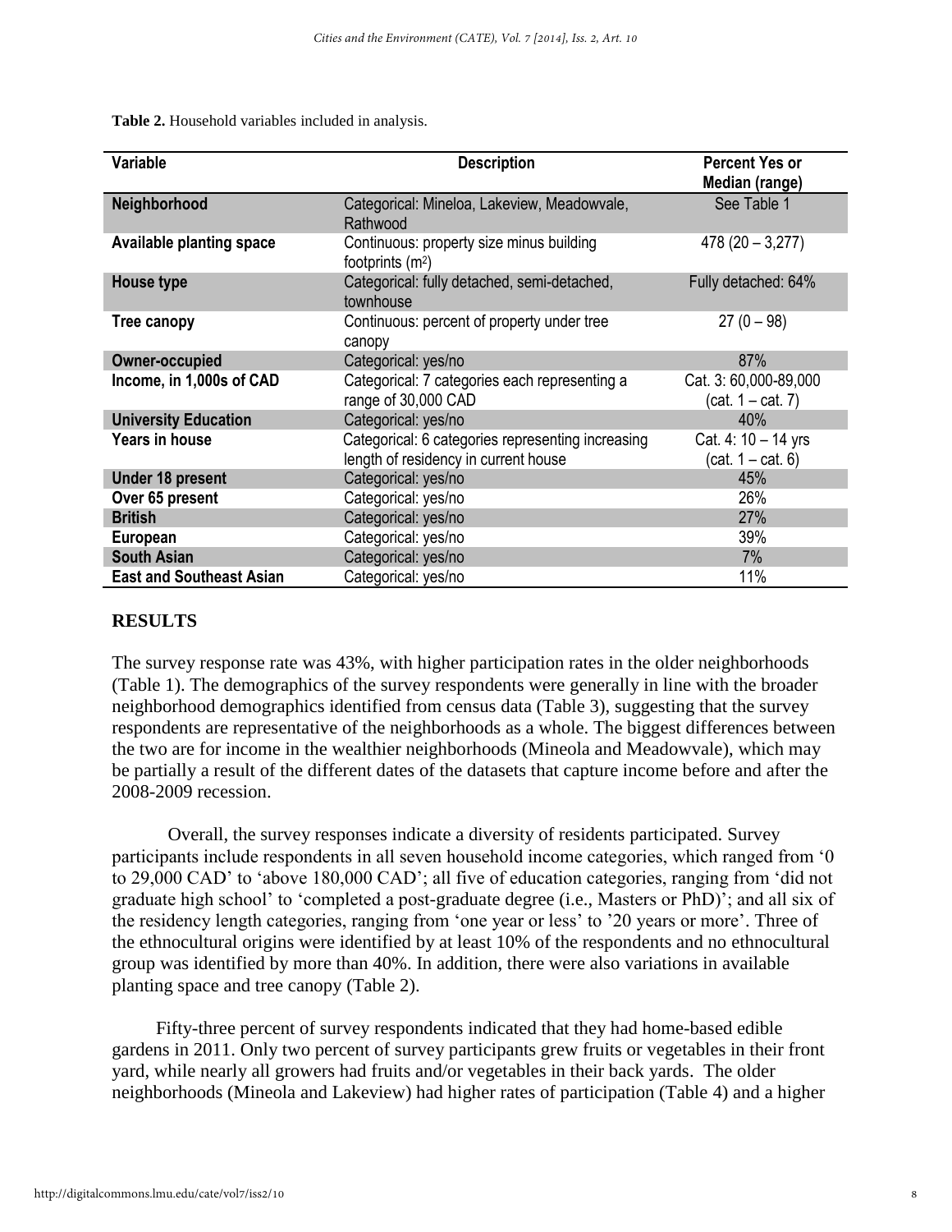**Table 2.** Household variables included in analysis.

| Variable | Description | Percent Yes or Median (range) |
|---|---|---|
| **Neighborhood** | Categorical: Mineloa, Lakeview, Meadowvale, Rathwood | See Table 1 |
| **Available planting space** | Continuous: property size minus building footprints ($m^2$) | 478 (20 – 3,277) |
| **House type** | Categorical: fully detached, semi-detached, townhouse | Fully detached: 64% |
| **Tree canopy** | Continuous: percent of property under tree canopy | 27 (0 – 98) |
| **Owner-occupied** | Categorical: yes/no | 87% |
| **Income, in 1,000s of CAD** | Categorical: 7 categories each representing a range of 30,000 CAD | Cat. 3: 60,000-89,000 (cat. 1 – cat. 7) |
| **University Education** | Categorical: yes/no | 40% |
| **Years in house** | Categorical: 6 categories representing increasing length of residency in current house | Cat. 4: 10 – 14 yrs (cat. 1 – cat. 6) |
| **Under 18 present** | Categorical: yes/no | 45% |
| **Over 65 present** | Categorical: yes/no | 26% |
| **British** | Categorical: yes/no | 27% |
| **European** | Categorical: yes/no | 39% |
| **South Asian** | Categorical: yes/no | 7% |
| **East and Southeast Asian** | Categorical: yes/no | 11% |

## RESULTS

The survey response rate was 43%, with higher participation rates in the older neighborhoods (Table 1). The demographics of the survey respondents were generally in line with the broader neighborhood demographics identified from census data (Table 3), suggesting that the survey respondents are representative of the neighborhoods as a whole. The biggest differences between the two are for income in the wealthier neighborhoods (Mineola and Meadowvale), which may be partially a result of the different dates of the datasets that capture income before and after the 2008-2009 recession.

Overall, the survey responses indicate a diversity of residents participated. Survey participants include respondents in all seven household income categories, which ranged from '0 to 29,000 CAD' to 'above 180,000 CAD'; all five of education categories, ranging from 'did not graduate high school' to 'completed a post-graduate degree (i.e., Masters or PhD)'; and all six of the residency length categories, ranging from 'one year or less' to '20 years or more'. Three of the ethnocultural origins were identified by at least 10% of the respondents and no ethnocultural group was identified by more than 40%. In addition, there were also variations in available planting space and tree canopy (Table 2).

Fifty-three percent of survey respondents indicated that they had home-based edible gardens in 2011. Only two percent of survey participants grew fruits or vegetables in their front yard, while nearly all growers had fruits and/or vegetables in their back yards. The older neighborhoods (Mineola and Lakeview) had higher rates of participation (Table 4) and a higher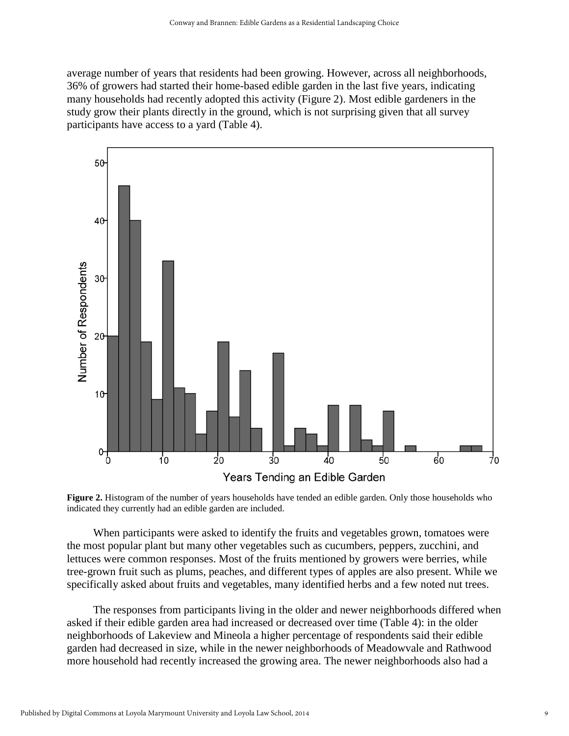average number of years that residents had been growing. However, across all neighborhoods, 36% of growers had started their home-based edible garden in the last five years, indicating many households had recently adopted this activity (Figure 2). Most edible gardeners in the study grow their plants directly in the ground, which is not surprising given that all survey participants have access to a yard (Table 4).

**Figure 2.** Histogram of the number of years households have tended an edible garden. Only those households who indicated they currently had an edible garden are included.

When participants were asked to identify the fruits and vegetables grown, tomatoes were the most popular plant but many other vegetables such as cucumbers, peppers, zucchini, and lettuces were common responses. Most of the fruits mentioned by growers were berries, while tree-grown fruit such as plums, peaches, and different types of apples are also present. While we specifically asked about fruits and vegetables, many identified herbs and a few noted nut trees.

The responses from participants living in the older and newer neighborhoods differed when asked if their edible garden area had increased or decreased over time (Table 4): in the older neighborhoods of Lakeview and Mineola a higher percentage of respondents said their edible garden had decreased in size, while in the newer neighborhoods of Meadowvale and Rathwood more household had recently increased the growing area. The newer neighborhoods also had a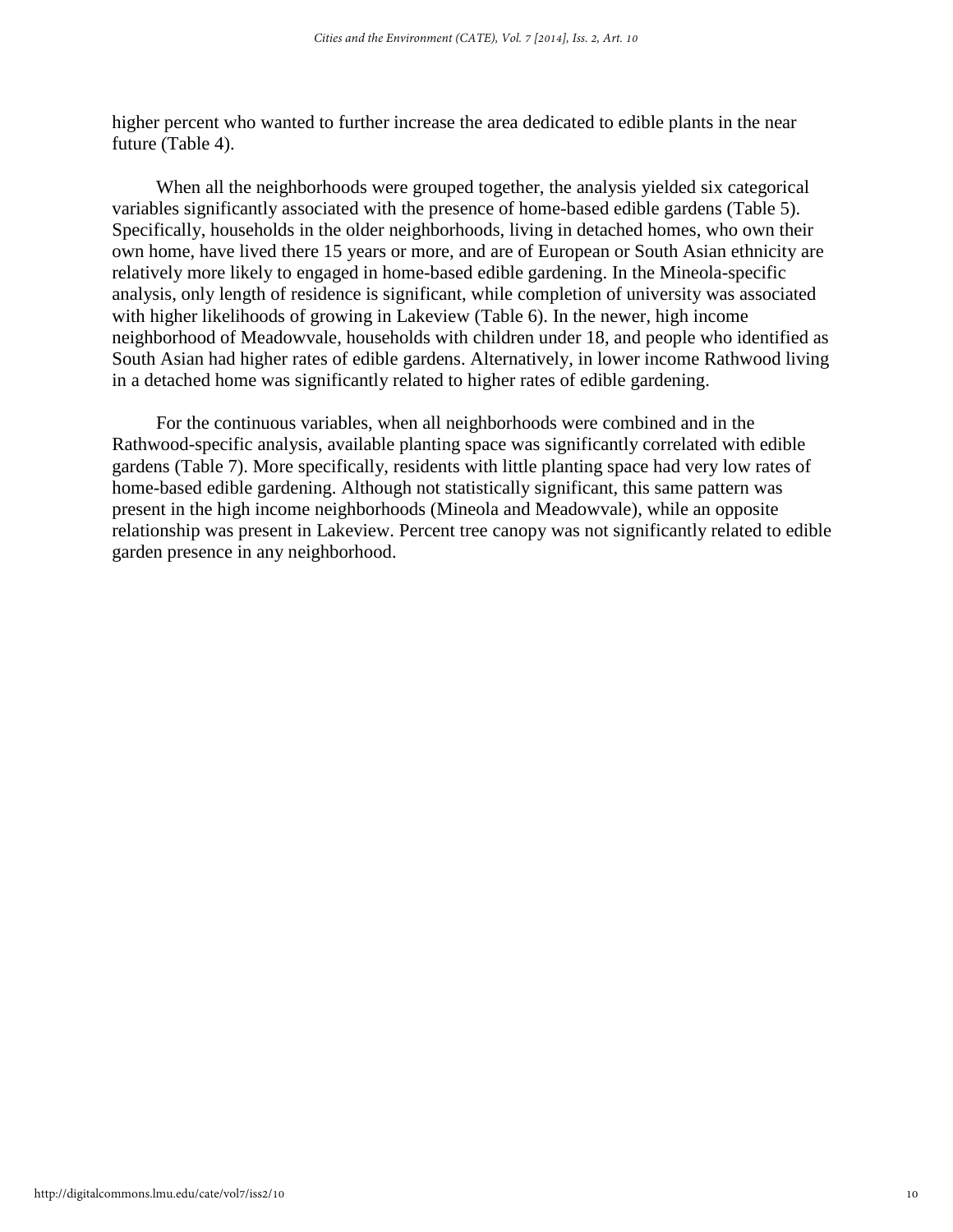higher percent who wanted to further increase the area dedicated to edible plants in the near future (Table 4).

When all the neighborhoods were grouped together, the analysis yielded six categorical variables significantly associated with the presence of home-based edible gardens (Table 5). Specifically, households in the older neighborhoods, living in detached homes, who own their own home, have lived there 15 years or more, and are of European or South Asian ethnicity are relatively more likely to engaged in home-based edible gardening. In the Mineola-specific analysis, only length of residence is significant, while completion of university was associated with higher likelihoods of growing in Lakeview (Table 6). In the newer, high income neighborhood of Meadowvale, households with children under 18, and people who identified as South Asian had higher rates of edible gardens. Alternatively, in lower income Rathwood living in a detached home was significantly related to higher rates of edible gardening.

For the continuous variables, when all neighborhoods were combined and in the Rathwood-specific analysis, available planting space was significantly correlated with edible gardens (Table 7). More specifically, residents with little planting space had very low rates of home-based edible gardening. Although not statistically significant, this same pattern was present in the high income neighborhoods (Mineola and Meadowvale), while an opposite relationship was present in Lakeview. Percent tree canopy was not significantly related to edible garden presence in any neighborhood.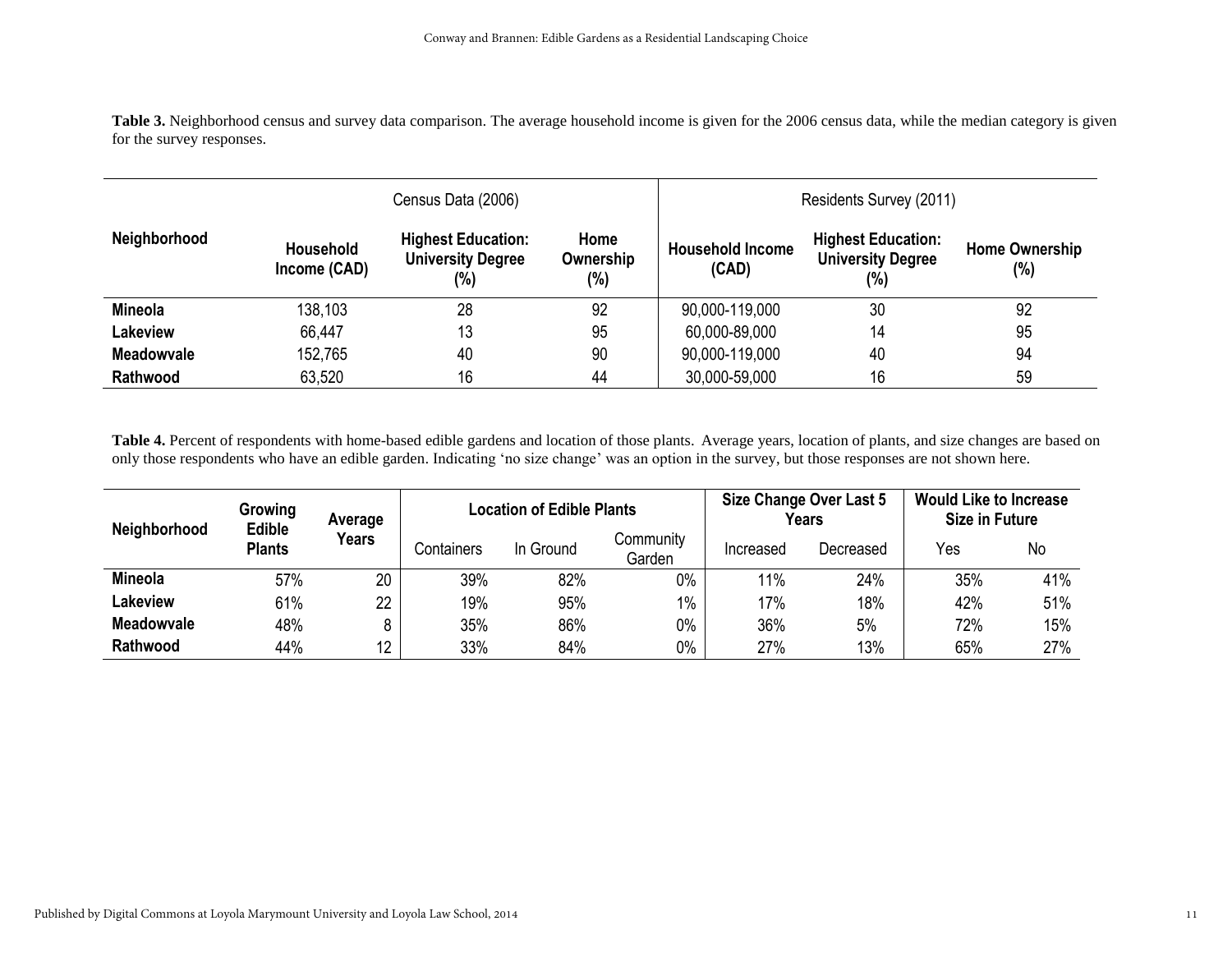**Table 3.** Neighborhood census and survey data comparison. The average household income is given for the 2006 census data, while the median category is given for the survey responses.

| Neighborhood | Census Data (2006) | | | Residents Survey (2011) | | |
|---|---|---|---|---|---|---|
| | Household Income (CAD) | Highest Education: University Degree (%) | Home Ownership (%) | Household Income (CAD) | Highest Education: University Degree (%) | Home Ownership (%) |
| **Mineola** | 138,103 | 28 | 92 | 90,000-119,000 | 30 | 92 |
| **Lakeview** | 66,447 | 13 | 95 | 60,000-89,000 | 14 | 95 |
| **Meadowvale** | 152,765 | 40 | 90 | 90,000-119,000 | 40 | 94 |
| **Rathwood** | 63,520 | 16 | 44 | 30,000-59,000 | 16 | 59 |

**Table 4.** Percent of respondents with home-based edible gardens and location of those plants. Average years, location of plants, and size changes are based on only those respondents who have an edible garden. Indicating 'no size change' was an option in the survey, but those responses are not shown here.

| Neighborhood | Growing Edible Plants | Average Years | Location of Edible Plants | | | Size Change Over Last 5 Years | | Would Like to Increase Size in Future | |
|---|---|---|---|---|---|---|---|---|---|
| | | | Containers | In Ground | Community Garden | Increased | Decreased | Yes | No |
| **Mineola** | 57% | 20 | 39% | 82% | 0% | 11% | 24% | 35% | 41% |
| **Lakeview** | 61% | 22 | 19% | 95% | 1% | 17% | 18% | 42% | 51% |
| **Meadowvale** | 48% | 8 | 35% | 86% | 0% | 36% | 5% | 72% | 15% |
| **Rathwood** | 44% | 12 | 33% | 84% | 0% | 27% | 13% | 65% | 27% |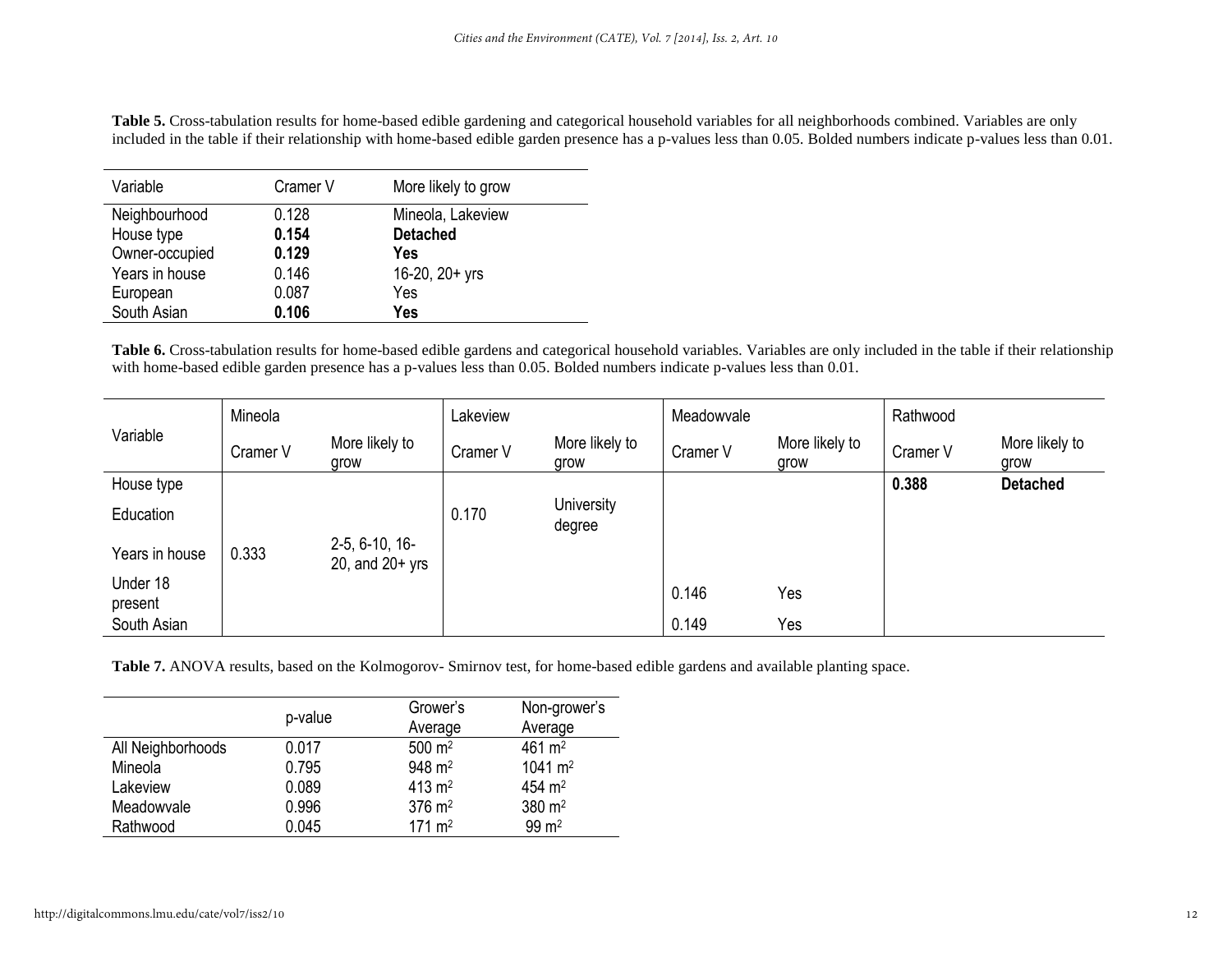**Table 5.** Cross-tabulation results for home-based edible gardening and categorical household variables for all neighborhoods combined. Variables are only included in the table if their relationship with home-based edible garden presence has a p-values less than 0.05. Bolded numbers indicate p-values less than 0.01.

| Variable | Cramer V | More likely to grow |
|---|---|---|
| Neighbourhood | 0.128 | Mineola, Lakeview |
| House type | **0.154** | **Detached** |
| Owner-occupied | **0.129** | **Yes** |
| Years in house | 0.146 | 16-20, 20+ yrs |
| European | 0.087 | Yes |
| South Asian | **0.106** | **Yes** |

**Table 6.** Cross-tabulation results for home-based edible gardens and categorical household variables. Variables are only included in the table if their relationship with home-based edible garden presence has a p-values less than 0.05. Bolded numbers indicate p-values less than 0.01.

| Variable | Mineola | | Lakeview | | Meadowvale | | Rathwood | |
|---|---|---|---|---|---|---|---|---|
| | Cramer V | More likely to grow | Cramer V | More likely to grow | Cramer V | More likely to grow | Cramer V | More likely to grow |
| House type | | | | | | | **0.388** | **Detached** |
| Education | | | 0.170 | University degree | | | | |
| Years in house | 0.333 | 2-5, 6-10, 16-20, and 20+ yrs | | | | | | |
| Under 18 present | | | | | 0.146 | Yes | | |
| South Asian | | | | | 0.149 | Yes | | |

**Table 7.** ANOVA results, based on the Kolmogorov- Smirnov test, for home-based edible gardens and available planting space.

| | p-value | Grower's Average | Non-grower's Average |
|---|---|---|---|
| All Neighborhoods | 0.017 | 500 $m^2$ | 461 $m^2$ |
| Mineola | 0.795 | 948 $m^2$ | 1041 $m^2$ |
| Lakeview | 0.089 | 413 $m^2$ | 454 $m^2$ |
| Meadowvale | 0.996 | 376 $m^2$ | 380 $m^2$ |
| Rathwood | 0.045 | 171 $m^2$ | 99 $m^2$ |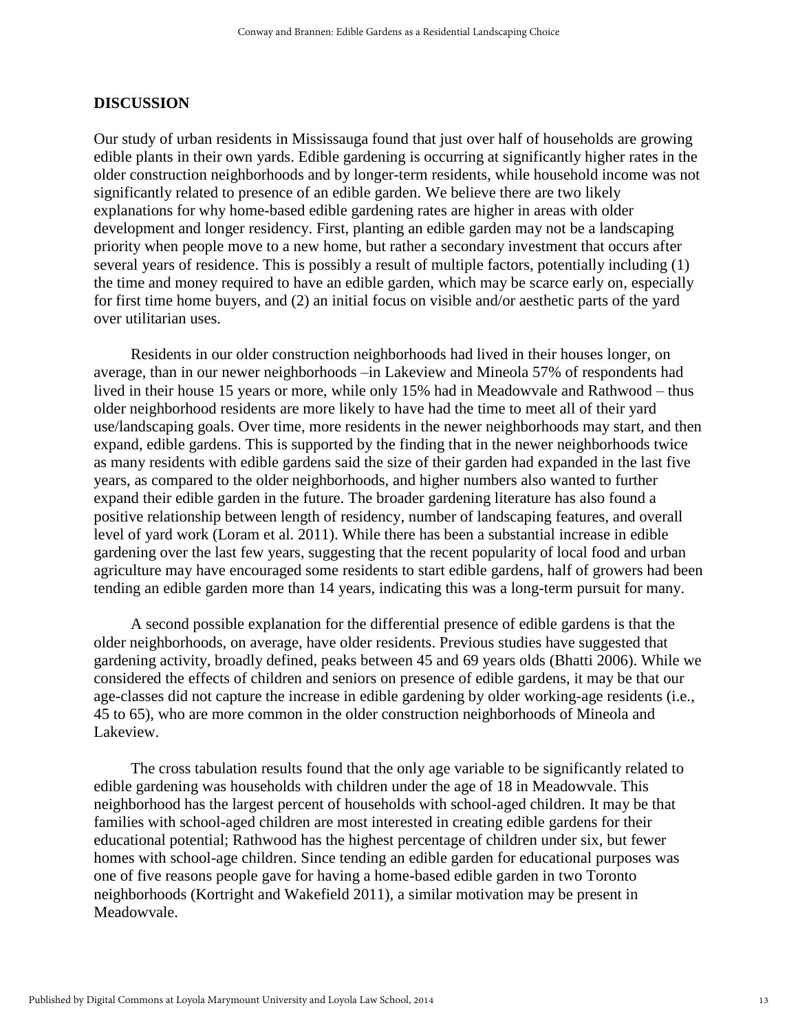## DISCUSSION

Our study of urban residents in Mississauga found that just over half of households are growing edible plants in their own yards. Edible gardening is occurring at significantly higher rates in the older construction neighborhoods and by longer-term residents, while household income was not significantly related to presence of an edible garden. We believe there are two likely explanations for why home-based edible gardening rates are higher in areas with older development and longer residency. First, planting an edible garden may not be a landscaping priority when people move to a new home, but rather a secondary investment that occurs after several years of residence. This is possibly a result of multiple factors, potentially including (1) the time and money required to have an edible garden, which may be scarce early on, especially for first time home buyers, and (2) an initial focus on visible and/or aesthetic parts of the yard over utilitarian uses.

Residents in our older construction neighborhoods had lived in their houses longer, on average, than in our newer neighborhoods –in Lakeview and Mineola 57% of respondents had lived in their house 15 years or more, while only 15% had in Meadowvale and Rathwood – thus older neighborhood residents are more likely to have had the time to meet all of their yard use/landscaping goals. Over time, more residents in the newer neighborhoods may start, and then expand, edible gardens. This is supported by the finding that in the newer neighborhoods twice as many residents with edible gardens said the size of their garden had expanded in the last five years, as compared to the older neighborhoods, and higher numbers also wanted to further expand their edible garden in the future. The broader gardening literature has also found a positive relationship between length of residency, number of landscaping features, and overall level of yard work (Loram et al. 2011). While there has been a substantial increase in edible gardening over the last few years, suggesting that the recent popularity of local food and urban agriculture may have encouraged some residents to start edible gardens, half of growers had been tending an edible garden more than 14 years, indicating this was a long-term pursuit for many.

A second possible explanation for the differential presence of edible gardens is that the older neighborhoods, on average, have older residents. Previous studies have suggested that gardening activity, broadly defined, peaks between 45 and 69 years olds (Bhatti 2006). While we considered the effects of children and seniors on presence of edible gardens, it may be that our age-classes did not capture the increase in edible gardening by older working-age residents (i.e., 45 to 65), who are more common in the older construction neighborhoods of Mineola and Lakeview.

The cross tabulation results found that the only age variable to be significantly related to edible gardening was households with children under the age of 18 in Meadowvale. This neighborhood has the largest percent of households with school-aged children. It may be that families with school-aged children are most interested in creating edible gardens for their educational potential; Rathwood has the highest percentage of children under six, but fewer homes with school-age children. Since tending an edible garden for educational purposes was one of five reasons people gave for having a home-based edible garden in two Toronto neighborhoods (Kortright and Wakefield 2011), a similar motivation may be present in Meadowvale.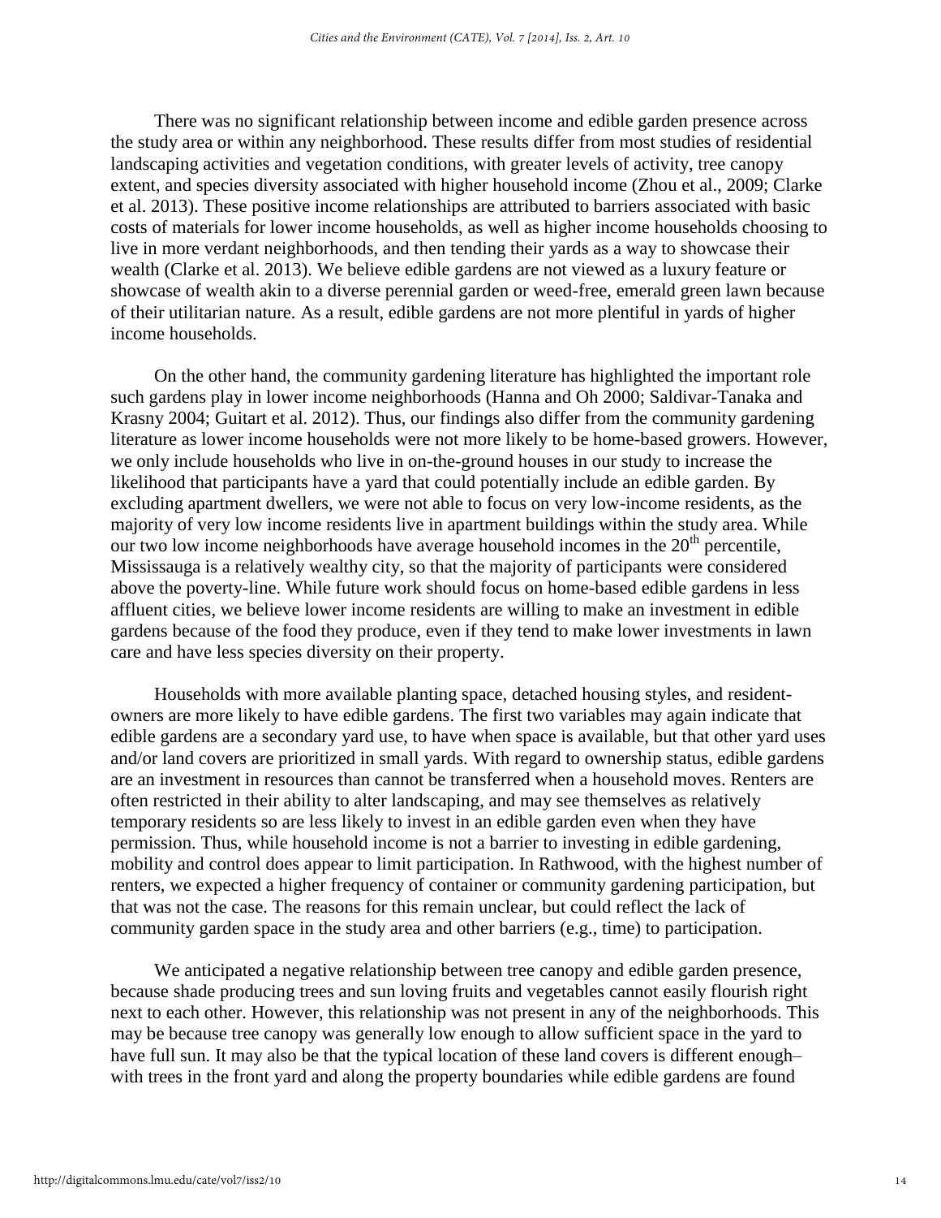There was no significant relationship between income and edible garden presence across the study area or within any neighborhood. These results differ from most studies of residential landscaping activities and vegetation conditions, with greater levels of activity, tree canopy extent, and species diversity associated with higher household income (Zhou et al., 2009; Clarke et al. 2013). These positive income relationships are attributed to barriers associated with basic costs of materials for lower income households, as well as higher income households choosing to live in more verdant neighborhoods, and then tending their yards as a way to showcase their wealth (Clarke et al. 2013). We believe edible gardens are not viewed as a luxury feature or showcase of wealth akin to a diverse perennial garden or weed-free, emerald green lawn because of their utilitarian nature. As a result, edible gardens are not more plentiful in yards of higher income households.

On the other hand, the community gardening literature has highlighted the important role such gardens play in lower income neighborhoods (Hanna and Oh 2000; Saldivar-Tanaka and Krasny 2004; Guitart et al. 2012). Thus, our findings also differ from the community gardening literature as lower income households were not more likely to be home-based growers. However, we only include households who live in on-the-ground houses in our study to increase the likelihood that participants have a yard that could potentially include an edible garden. By excluding apartment dwellers, we were not able to focus on very low-income residents, as the majority of very low income residents live in apartment buildings within the study area. While our two low income neighborhoods have average household incomes in the 20th percentile, Mississauga is a relatively wealthy city, so that the majority of participants were considered above the poverty-line. While future work should focus on home-based edible gardens in less affluent cities, we believe lower income residents are willing to make an investment in edible gardens because of the food they produce, even if they tend to make lower investments in lawn care and have less species diversity on their property.

Households with more available planting space, detached housing styles, and resident-owners are more likely to have edible gardens. The first two variables may again indicate that edible gardens are a secondary yard use, to have when space is available, but that other yard uses and/or land covers are prioritized in small yards. With regard to ownership status, edible gardens are an investment in resources than cannot be transferred when a household moves. Renters are often restricted in their ability to alter landscaping, and may see themselves as relatively temporary residents so are less likely to invest in an edible garden even when they have permission. Thus, while household income is not a barrier to investing in edible gardening, mobility and control does appear to limit participation. In Rathwood, with the highest number of renters, we expected a higher frequency of container or community gardening participation, but that was not the case. The reasons for this remain unclear, but could reflect the lack of community garden space in the study area and other barriers (e.g., time) to participation.

We anticipated a negative relationship between tree canopy and edible garden presence, because shade producing trees and sun loving fruits and vegetables cannot easily flourish right next to each other. However, this relationship was not present in any of the neighborhoods. This may be because tree canopy was generally low enough to allow sufficient space in the yard to have full sun. It may also be that the typical location of these land covers is different enough– with trees in the front yard and along the property boundaries while edible gardens are found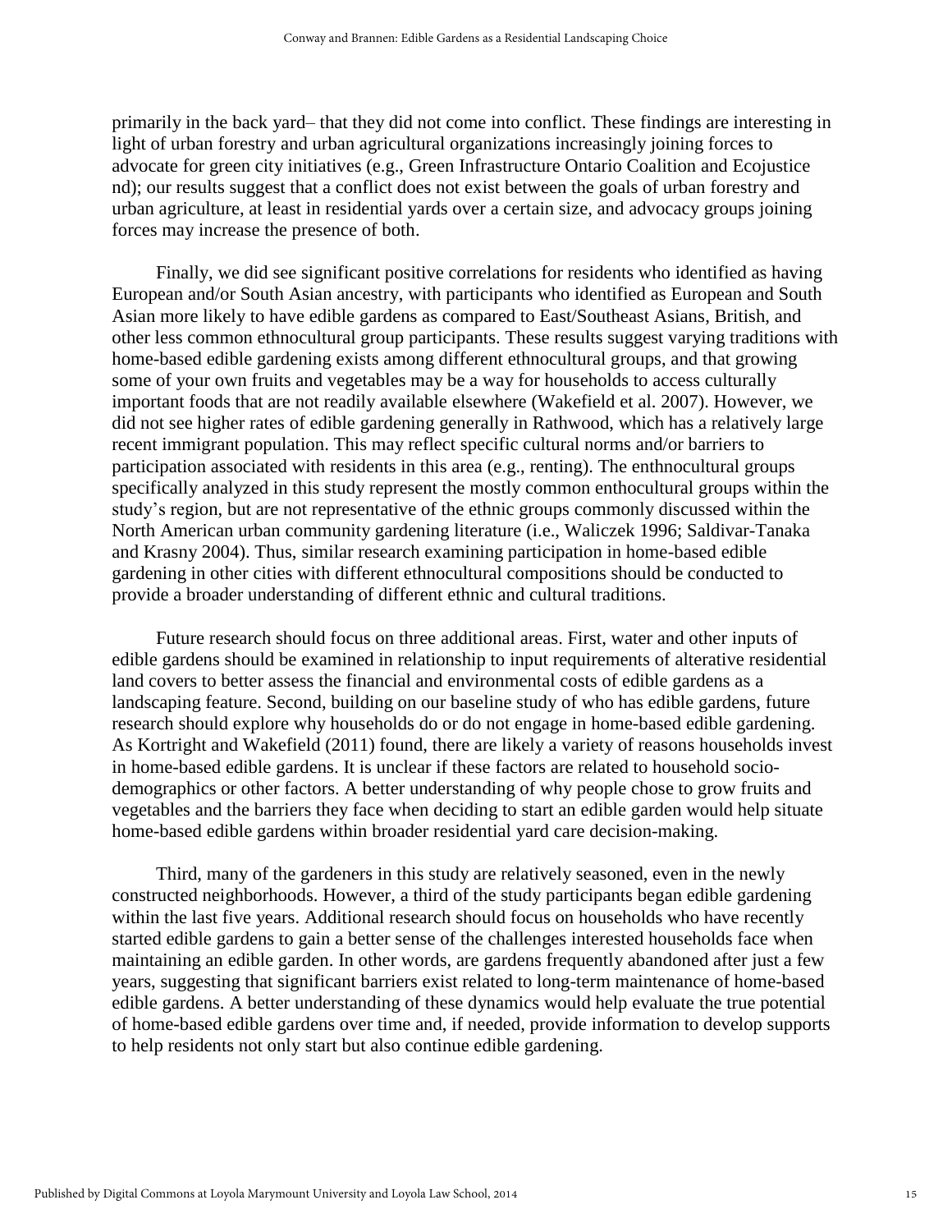primarily in the back yard– that they did not come into conflict. These findings are interesting in light of urban forestry and urban agricultural organizations increasingly joining forces to advocate for green city initiatives (e.g., Green Infrastructure Ontario Coalition and Ecojustice nd); our results suggest that a conflict does not exist between the goals of urban forestry and urban agriculture, at least in residential yards over a certain size, and advocacy groups joining forces may increase the presence of both.

Finally, we did see significant positive correlations for residents who identified as having European and/or South Asian ancestry, with participants who identified as European and South Asian more likely to have edible gardens as compared to East/Southeast Asians, British, and other less common ethnocultural group participants. These results suggest varying traditions with home-based edible gardening exists among different ethnocultural groups, and that growing some of your own fruits and vegetables may be a way for households to access culturally important foods that are not readily available elsewhere (Wakefield et al. 2007). However, we did not see higher rates of edible gardening generally in Rathwood, which has a relatively large recent immigrant population. This may reflect specific cultural norms and/or barriers to participation associated with residents in this area (e.g., renting). The enthnocultural groups specifically analyzed in this study represent the mostly common enthocultural groups within the study's region, but are not representative of the ethnic groups commonly discussed within the North American urban community gardening literature (i.e., Waliczek 1996; Saldivar-Tanaka and Krasny 2004). Thus, similar research examining participation in home-based edible gardening in other cities with different ethnocultural compositions should be conducted to provide a broader understanding of different ethnic and cultural traditions.

Future research should focus on three additional areas. First, water and other inputs of edible gardens should be examined in relationship to input requirements of alterative residential land covers to better assess the financial and environmental costs of edible gardens as a landscaping feature. Second, building on our baseline study of who has edible gardens, future research should explore why households do or do not engage in home-based edible gardening. As Kortright and Wakefield (2011) found, there are likely a variety of reasons households invest in home-based edible gardens. It is unclear if these factors are related to household socio-demographics or other factors. A better understanding of why people chose to grow fruits and vegetables and the barriers they face when deciding to start an edible garden would help situate home-based edible gardens within broader residential yard care decision-making.

Third, many of the gardeners in this study are relatively seasoned, even in the newly constructed neighborhoods. However, a third of the study participants began edible gardening within the last five years. Additional research should focus on households who have recently started edible gardens to gain a better sense of the challenges interested households face when maintaining an edible garden. In other words, are gardens frequently abandoned after just a few years, suggesting that significant barriers exist related to long-term maintenance of home-based edible gardens. A better understanding of these dynamics would help evaluate the true potential of home-based edible gardens over time and, if needed, provide information to develop supports to help residents not only start but also continue edible gardening.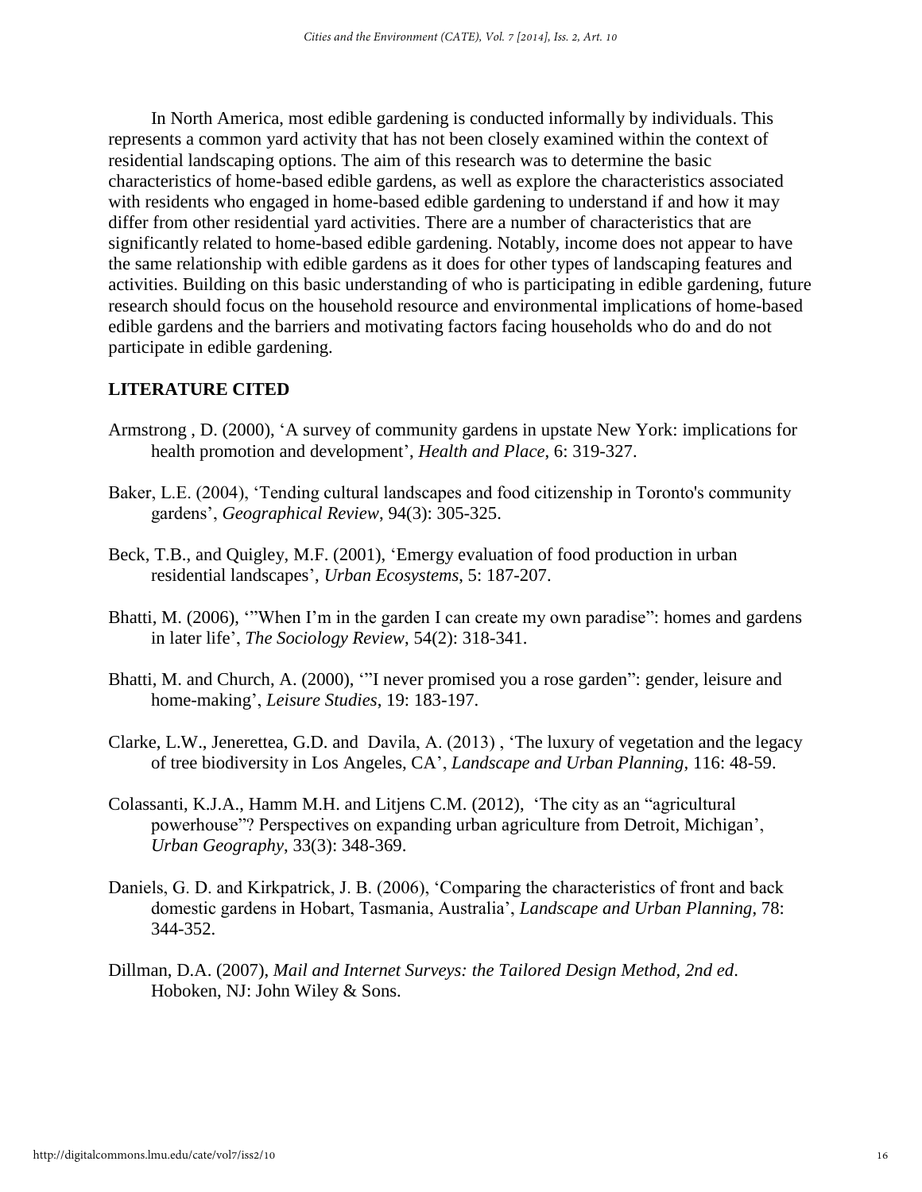In North America, most edible gardening is conducted informally by individuals. This represents a common yard activity that has not been closely examined within the context of residential landscaping options. The aim of this research was to determine the basic characteristics of home-based edible gardens, as well as explore the characteristics associated with residents who engaged in home-based edible gardening to understand if and how it may differ from other residential yard activities. There are a number of characteristics that are significantly related to home-based edible gardening. Notably, income does not appear to have the same relationship with edible gardens as it does for other types of landscaping features and activities. Building on this basic understanding of who is participating in edible gardening, future research should focus on the household resource and environmental implications of home-based edible gardens and the barriers and motivating factors facing households who do and do not participate in edible gardening.

## LITERATURE CITED

Armstrong , D. (2000), 'A survey of community gardens in upstate New York: implications for health promotion and development', *Health and Place*, 6: 319-327.

Baker, L.E. (2004), 'Tending cultural landscapes and food citizenship in Toronto's community gardens', *Geographical Review*, 94(3): 305-325.

Beck, T.B., and Quigley, M.F. (2001), 'Emergy evaluation of food production in urban residential landscapes', *Urban Ecosystems*, 5: 187-207.

Bhatti, M. (2006), '"When I'm in the garden I can create my own paradise": homes and gardens in later life', *The Sociology Review*, 54(2): 318-341.

Bhatti, M. and Church, A. (2000), '"I never promised you a rose garden": gender, leisure and home-making', *Leisure Studies*, 19: 183-197.

Clarke, L.W., Jenerettea, G.D. and Davila, A. (2013) , 'The luxury of vegetation and the legacy of tree biodiversity in Los Angeles, CA', *Landscape and Urban Planning*, 116: 48-59.

Colassanti, K.J.A., Hamm M.H. and Litjens C.M. (2012), 'The city as an "agricultural powerhouse"? Perspectives on expanding urban agriculture from Detroit, Michigan', *Urban Geography*, 33(3): 348-369.

Daniels, G. D. and Kirkpatrick, J. B. (2006), 'Comparing the characteristics of front and back domestic gardens in Hobart, Tasmania, Australia', *Landscape and Urban Planning*, 78: 344-352.

Dillman, D.A. (2007), *Mail and Internet Surveys: the Tailored Design Method, 2nd ed*. Hoboken, NJ: John Wiley & Sons.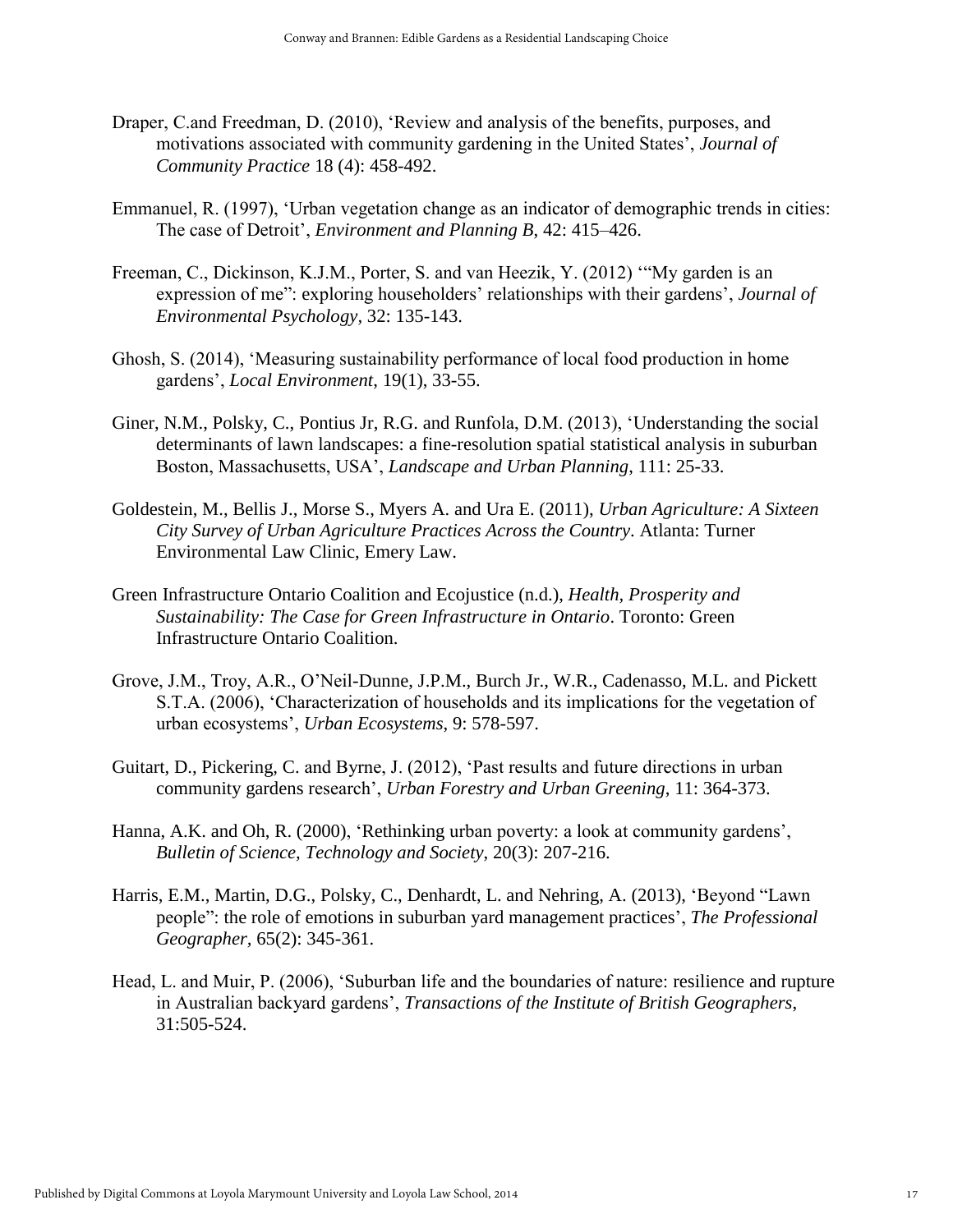Draper, C.and Freedman, D. (2010), 'Review and analysis of the benefits, purposes, and motivations associated with community gardening in the United States', *Journal of Community Practice* 18 (4): 458-492.

Emmanuel, R. (1997), 'Urban vegetation change as an indicator of demographic trends in cities: The case of Detroit', *Environment and Planning B*, 42: 415–426.

Freeman, C., Dickinson, K.J.M., Porter, S. and van Heezik, Y. (2012) '"My garden is an expression of me": exploring householders' relationships with their gardens', *Journal of Environmental Psychology,* 32: 135-143.

Ghosh, S. (2014), 'Measuring sustainability performance of local food production in home gardens', *Local Environment*, 19(1), 33-55.

Giner, N.M., Polsky, C., Pontius Jr, R.G. and Runfola, D.M. (2013), 'Understanding the social determinants of lawn landscapes: a fine-resolution spatial statistical analysis in suburban Boston, Massachusetts, USA', *Landscape and Urban Planning*, 111: 25-33.

Goldestein, M., Bellis J., Morse S., Myers A. and Ura E. (2011), *Urban Agriculture: A Sixteen City Survey of Urban Agriculture Practices Across the Country*. Atlanta: Turner Environmental Law Clinic, Emery Law.

Green Infrastructure Ontario Coalition and Ecojustice (n.d.), *Health, Prosperity and Sustainability: The Case for Green Infrastructure in Ontario*. Toronto: Green Infrastructure Ontario Coalition.

Grove, J.M., Troy, A.R., O'Neil-Dunne, J.P.M., Burch Jr., W.R., Cadenasso, M.L. and Pickett S.T.A. (2006), 'Characterization of households and its implications for the vegetation of urban ecosystems', *Urban Ecosystems*, 9: 578-597.

Guitart, D., Pickering, C. and Byrne, J. (2012), 'Past results and future directions in urban community gardens research', *Urban Forestry and Urban Greening,* 11: 364-373.

Hanna, A.K. and Oh, R. (2000), 'Rethinking urban poverty: a look at community gardens', *Bulletin of Science, Technology and Society*, 20(3): 207-216.

Harris, E.M., Martin, D.G., Polsky, C., Denhardt, L. and Nehring, A. (2013), 'Beyond "Lawn people": the role of emotions in suburban yard management practices', *The Professional Geographer,* 65(2): 345-361.

Head, L. and Muir, P. (2006), 'Suburban life and the boundaries of nature: resilience and rupture in Australian backyard gardens', *Transactions of the Institute of British Geographers*, 31:505-524.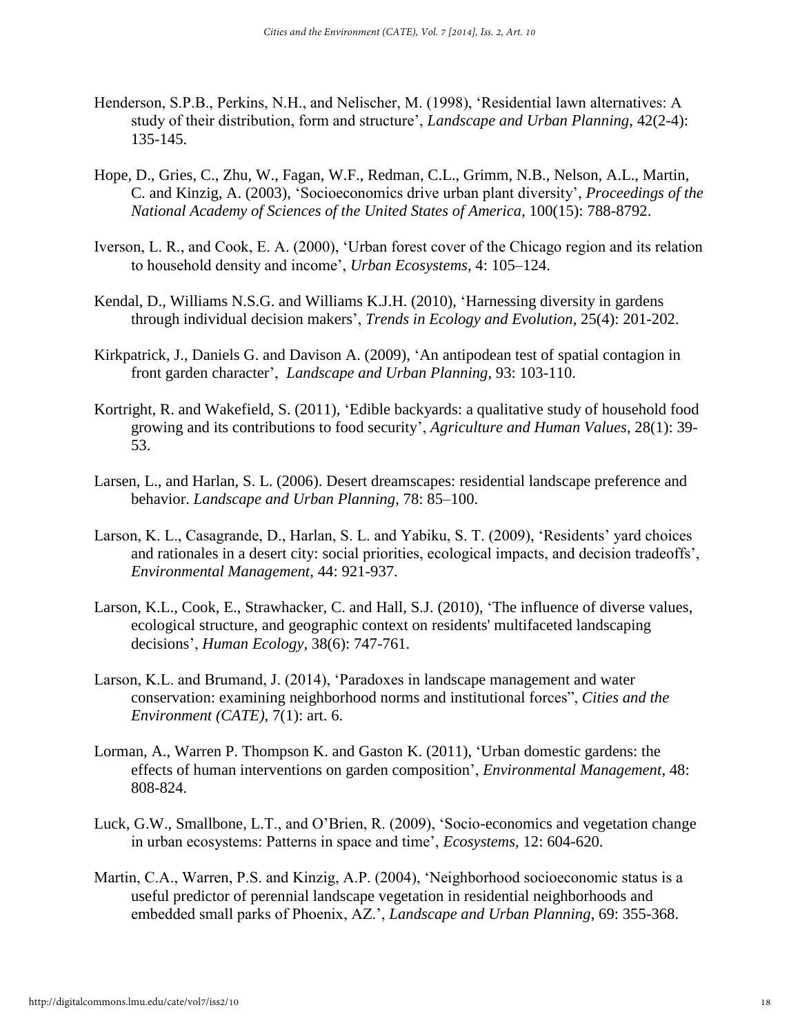Henderson, S.P.B., Perkins, N.H., and Nelischer, M. (1998), 'Residential lawn alternatives: A study of their distribution, form and structure', *Landscape and Urban Planning*, 42(2-4): 135-145.

Hope, D., Gries, C., Zhu, W., Fagan, W.F., Redman, C.L., Grimm, N.B., Nelson, A.L., Martin, C. and Kinzig, A. (2003), 'Socioeconomics drive urban plant diversity', *Proceedings of the National Academy of Sciences of the United States of America*, 100(15): 788-8792.

Iverson, L. R., and Cook, E. A. (2000), 'Urban forest cover of the Chicago region and its relation to household density and income', *Urban Ecosystems*, 4: 105–124.

Kendal, D., Williams N.S.G. and Williams K.J.H. (2010), 'Harnessing diversity in gardens through individual decision makers', *Trends in Ecology and Evolution*, 25(4): 201-202.

Kirkpatrick, J., Daniels G. and Davison A. (2009), 'An antipodean test of spatial contagion in front garden character', *Landscape and Urban Planning*, 93: 103-110.

Kortright, R. and Wakefield, S. (2011), 'Edible backyards: a qualitative study of household food growing and its contributions to food security', *Agriculture and Human Values*, 28(1): 39-53.

Larsen, L., and Harlan, S. L. (2006). Desert dreamscapes: residential landscape preference and behavior. *Landscape and Urban Planning*, 78: 85–100.

Larson, K. L., Casagrande, D., Harlan, S. L. and Yabiku, S. T. (2009), 'Residents' yard choices and rationales in a desert city: social priorities, ecological impacts, and decision tradeoffs', *Environmental Management*, 44: 921-937.

Larson, K.L., Cook, E., Strawhacker, C. and Hall, S.J. (2010), 'The influence of diverse values, ecological structure, and geographic context on residents' multifaceted landscaping decisions', *Human Ecology*, 38(6): 747-761.

Larson, K.L. and Brumand, J. (2014), 'Paradoxes in landscape management and water conservation: examining neighborhood norms and institutional forces", *Cities and the Environment (CATE)*, 7(1): art. 6.

Lorman, A., Warren P. Thompson K. and Gaston K. (2011), 'Urban domestic gardens: the effects of human interventions on garden composition', *Environmental Management*, 48: 808-824.

Luck, G.W., Smallbone, L.T., and O'Brien, R. (2009), 'Socio-economics and vegetation change in urban ecosystems: Patterns in space and time', *Ecosystems*, 12: 604-620.

Martin, C.A., Warren, P.S. and Kinzig, A.P. (2004), 'Neighborhood socioeconomic status is a useful predictor of perennial landscape vegetation in residential neighborhoods and embedded small parks of Phoenix, AZ.', *Landscape and Urban Planning*, 69: 355-368.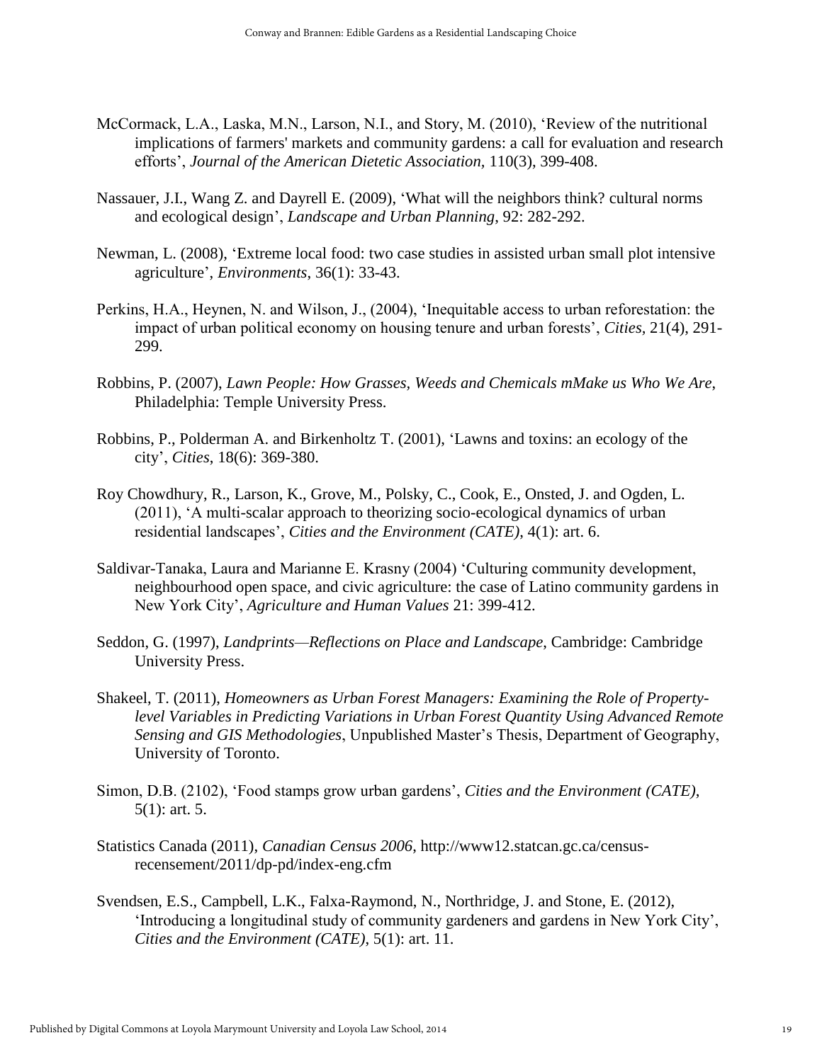McCormack, L.A., Laska, M.N., Larson, N.I., and Story, M. (2010), 'Review of the nutritional implications of farmers' markets and community gardens: a call for evaluation and research efforts', *Journal of the American Dietetic Association*, 110(3), 399-408.

Nassauer, J.I., Wang Z. and Dayrell E. (2009), 'What will the neighbors think? cultural norms and ecological design', *Landscape and Urban Planning*, 92: 282-292.

Newman, L. (2008), 'Extreme local food: two case studies in assisted urban small plot intensive agriculture', *Environments*, 36(1): 33-43.

Perkins, H.A., Heynen, N. and Wilson, J., (2004), 'Inequitable access to urban reforestation: the impact of urban political economy on housing tenure and urban forests', *Cities*, 21(4), 291-299.

Robbins, P. (2007), *Lawn People: How Grasses, Weeds and Chemicals mMake us Who We Are*, Philadelphia: Temple University Press.

Robbins, P., Polderman A. and Birkenholtz T. (2001), 'Lawns and toxins: an ecology of the city', *Cities*, 18(6): 369-380.

Roy Chowdhury, R., Larson, K., Grove, M., Polsky, C., Cook, E., Onsted, J. and Ogden, L. (2011), 'A multi-scalar approach to theorizing socio-ecological dynamics of urban residential landscapes', *Cities and the Environment (CATE)*, 4(1): art. 6.

Saldivar-Tanaka, Laura and Marianne E. Krasny (2004) 'Culturing community development, neighbourhood open space, and civic agriculture: the case of Latino community gardens in New York City', *Agriculture and Human Values* 21: 399-412.

Seddon, G. (1997), *Landprints—Reflections on Place and Landscape*, Cambridge: Cambridge University Press.

Shakeel, T. (2011), *Homeowners as Urban Forest Managers: Examining the Role of Property-level Variables in Predicting Variations in Urban Forest Quantity Using Advanced Remote Sensing and GIS Methodologies*, Unpublished Master's Thesis, Department of Geography, University of Toronto.

Simon, D.B. (2102), 'Food stamps grow urban gardens', *Cities and the Environment (CATE)*, 5(1): art. 5.

Statistics Canada (2011), *Canadian Census 2006*, http://www12.statcan.gc.ca/census-recensement/2011/dp-pd/index-eng.cfm

Svendsen, E.S., Campbell, L.K., Falxa-Raymond, N., Northridge, J. and Stone, E. (2012), 'Introducing a longitudinal study of community gardeners and gardens in New York City', *Cities and the Environment (CATE)*, 5(1): art. 11.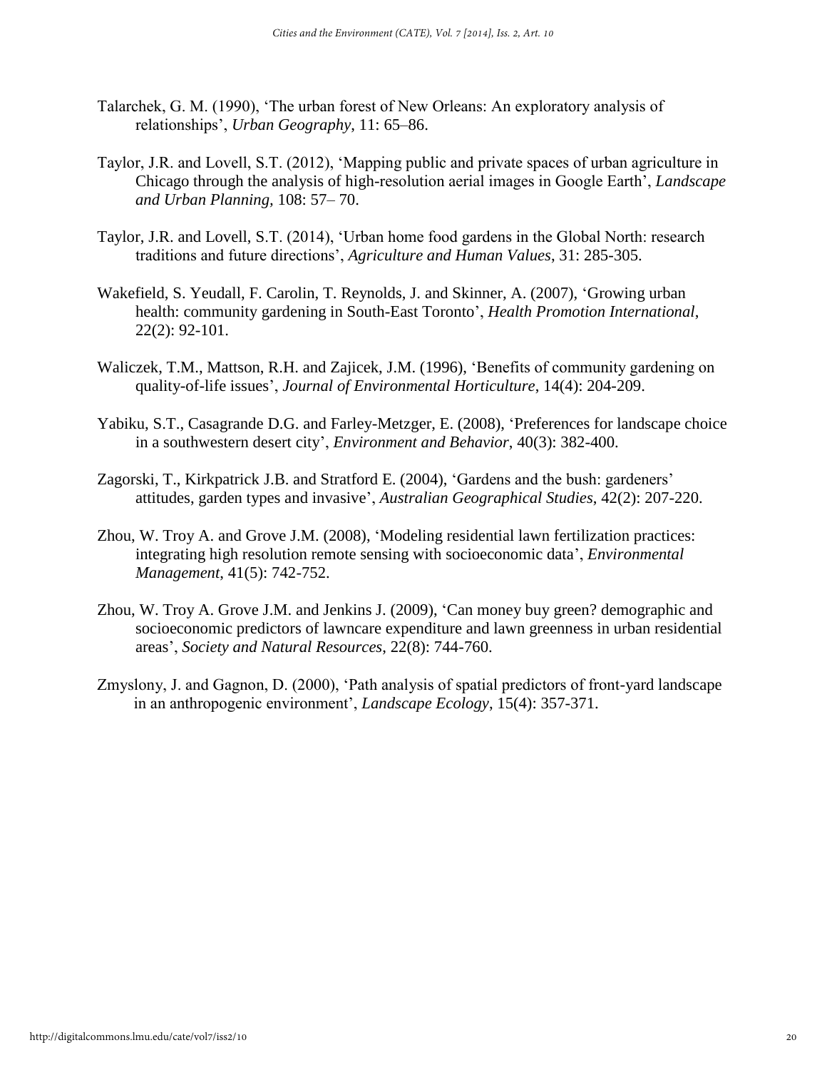Talarchek, G. M. (1990), 'The urban forest of New Orleans: An exploratory analysis of relationships', *Urban Geography,* 11: 65–86.

Taylor, J.R. and Lovell, S.T. (2012), 'Mapping public and private spaces of urban agriculture in Chicago through the analysis of high-resolution aerial images in Google Earth', *Landscape and Urban Planning,* 108: 57– 70.

Taylor, J.R. and Lovell, S.T. (2014), 'Urban home food gardens in the Global North: research traditions and future directions', *Agriculture and Human Values*, 31: 285-305.

Wakefield, S. Yeudall, F. Carolin, T. Reynolds, J. and Skinner, A. (2007), 'Growing urban health: community gardening in South-East Toronto', *Health Promotion International*, 22(2): 92-101.

Waliczek, T.M., Mattson, R.H. and Zajicek, J.M. (1996), 'Benefits of community gardening on quality-of-life issues', *Journal of Environmental Horticulture*, 14(4): 204-209.

Yabiku, S.T., Casagrande D.G. and Farley-Metzger, E. (2008), 'Preferences for landscape choice in a southwestern desert city', *Environment and Behavior*, 40(3): 382-400.

Zagorski, T., Kirkpatrick J.B. and Stratford E. (2004), 'Gardens and the bush: gardeners' attitudes, garden types and invasive', *Australian Geographical Studies*, 42(2): 207-220.

Zhou, W. Troy A. and Grove J.M. (2008), 'Modeling residential lawn fertilization practices: integrating high resolution remote sensing with socioeconomic data', *Environmental Management*, 41(5): 742-752.

Zhou, W. Troy A. Grove J.M. and Jenkins J. (2009), 'Can money buy green? demographic and socioeconomic predictors of lawncare expenditure and lawn greenness in urban residential areas', *Society and Natural Resources*, 22(8): 744-760.

Zmyslony, J. and Gagnon, D. (2000), 'Path analysis of spatial predictors of front-yard landscape in an anthropogenic environment', *Landscape Ecology*, 15(4): 357-371.